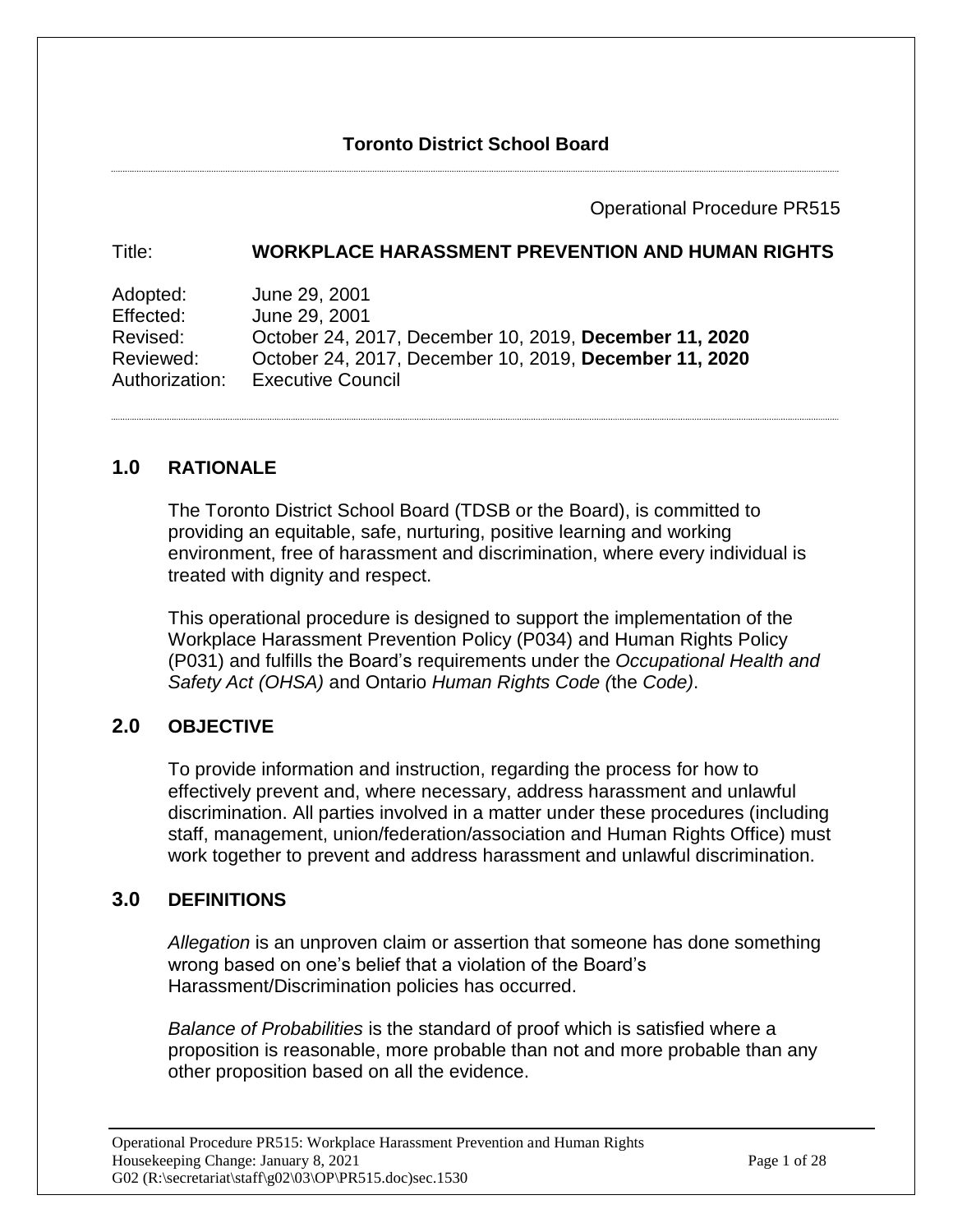**Toronto District School Board**

Operational Procedure PR515

Title: **WORKPLACE HARASSMENT PREVENTION AND HUMAN RIGHTS**

Adopted: June 29, 2001
Effected: June 29, 2001
Revised: October 24, 2017, December 10, 2019, **December 11, 2020**
Reviewed: October 24, 2017, December 10, 2019, **December 11, 2020**
Authorization: Executive Council

## 1.0 RATIONALE

The Toronto District School Board (TDSB or the Board), is committed to providing an equitable, safe, nurturing, positive learning and working environment, free of harassment and discrimination, where every individual is treated with dignity and respect.

This operational procedure is designed to support the implementation of the Workplace Harassment Prevention Policy (P034) and Human Rights Policy (P031) and fulfills the Board's requirements under the *Occupational Health and Safety Act (OHSA)* and Ontario *Human Rights Code (*the *Code)*.

## 2.0 OBJECTIVE

To provide information and instruction, regarding the process for how to effectively prevent and, where necessary, address harassment and unlawful discrimination. All parties involved in a matter under these procedures (including staff, management, union/federation/association and Human Rights Office) must work together to prevent and address harassment and unlawful discrimination.

## 3.0 DEFINITIONS

*Allegation* is an unproven claim or assertion that someone has done something wrong based on one's belief that a violation of the Board's Harassment/Discrimination policies has occurred.

*Balance of Probabilities* is the standard of proof which is satisfied where a proposition is reasonable, more probable than not and more probable than any other proposition based on all the evidence.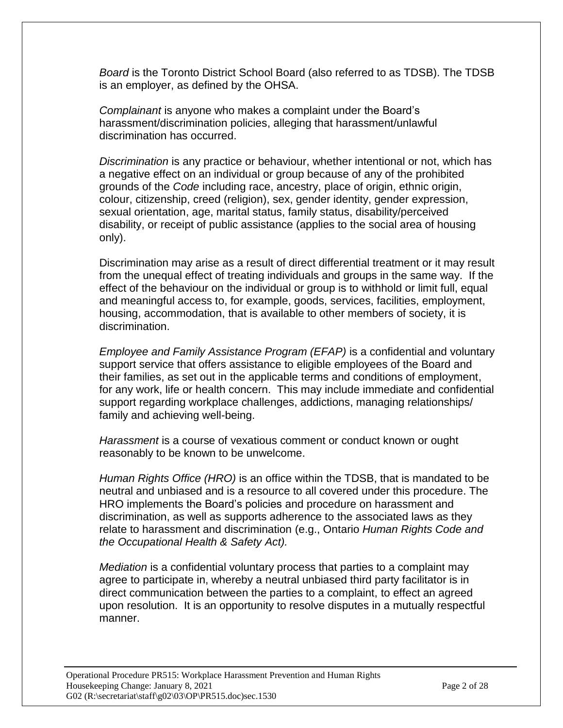*Board* is the Toronto District School Board (also referred to as TDSB). The TDSB is an employer, as defined by the OHSA.

*Complainant* is anyone who makes a complaint under the Board's harassment/discrimination policies, alleging that harassment/unlawful discrimination has occurred.

*Discrimination* is any practice or behaviour, whether intentional or not, which has a negative effect on an individual or group because of any of the prohibited grounds of the *Code* including race, ancestry, place of origin, ethnic origin, colour, citizenship, creed (religion), sex, gender identity, gender expression, sexual orientation, age, marital status, family status, disability/perceived disability, or receipt of public assistance (applies to the social area of housing only).

Discrimination may arise as a result of direct differential treatment or it may result from the unequal effect of treating individuals and groups in the same way. If the effect of the behaviour on the individual or group is to withhold or limit full, equal and meaningful access to, for example, goods, services, facilities, employment, housing, accommodation, that is available to other members of society, it is discrimination.

*Employee and Family Assistance Program (EFAP)* is a confidential and voluntary support service that offers assistance to eligible employees of the Board and their families, as set out in the applicable terms and conditions of employment, for any work, life or health concern. This may include immediate and confidential support regarding workplace challenges, addictions, managing relationships/ family and achieving well-being.

*Harassment* is a course of vexatious comment or conduct known or ought reasonably to be known to be unwelcome.

*Human Rights Office (HRO)* is an office within the TDSB, that is mandated to be neutral and unbiased and is a resource to all covered under this procedure. The HRO implements the Board's policies and procedure on harassment and discrimination, as well as supports adherence to the associated laws as they relate to harassment and discrimination (e.g., Ontario *Human Rights Code and the Occupational Health & Safety Act).*

*Mediation* is a confidential voluntary process that parties to a complaint may agree to participate in, whereby a neutral unbiased third party facilitator is in direct communication between the parties to a complaint, to effect an agreed upon resolution. It is an opportunity to resolve disputes in a mutually respectful manner.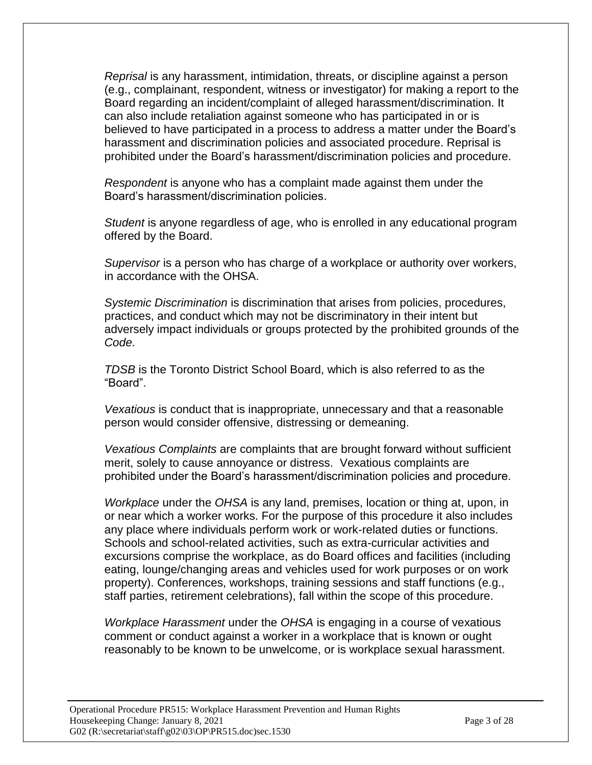*Reprisal* is any harassment, intimidation, threats, or discipline against a person (e.g., complainant, respondent, witness or investigator) for making a report to the Board regarding an incident/complaint of alleged harassment/discrimination. It can also include retaliation against someone who has participated in or is believed to have participated in a process to address a matter under the Board's harassment and discrimination policies and associated procedure. Reprisal is prohibited under the Board's harassment/discrimination policies and procedure.

*Respondent* is anyone who has a complaint made against them under the Board's harassment/discrimination policies.

*Student* is anyone regardless of age, who is enrolled in any educational program offered by the Board.

*Supervisor* is a person who has charge of a workplace or authority over workers, in accordance with the OHSA.

*Systemic Discrimination* is discrimination that arises from policies, procedures, practices, and conduct which may not be discriminatory in their intent but adversely impact individuals or groups protected by the prohibited grounds of the *Code.*

*TDSB* is the Toronto District School Board, which is also referred to as the "Board".

*Vexatious* is conduct that is inappropriate, unnecessary and that a reasonable person would consider offensive, distressing or demeaning.

*Vexatious Complaints* are complaints that are brought forward without sufficient merit, solely to cause annoyance or distress. Vexatious complaints are prohibited under the Board's harassment/discrimination policies and procedure.

*Workplace* under the *OHSA* is any land, premises, location or thing at, upon, in or near which a worker works. For the purpose of this procedure it also includes any place where individuals perform work or work-related duties or functions. Schools and school-related activities, such as extra-curricular activities and excursions comprise the workplace, as do Board offices and facilities (including eating, lounge/changing areas and vehicles used for work purposes or on work property). Conferences, workshops, training sessions and staff functions (e.g., staff parties, retirement celebrations), fall within the scope of this procedure.

*Workplace Harassment* under the *OHSA* is engaging in a course of vexatious comment or conduct against a worker in a workplace that is known or ought reasonably to be known to be unwelcome, or is workplace sexual harassment.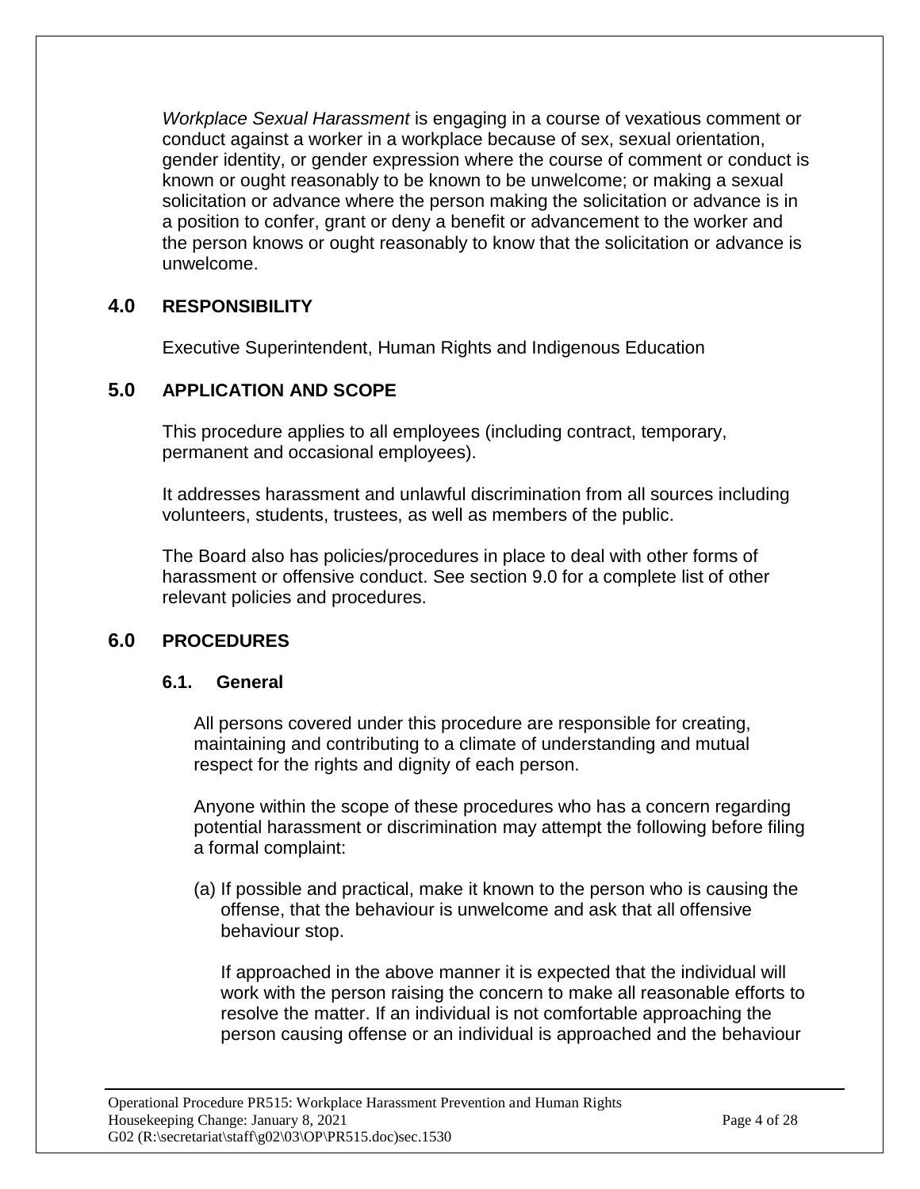*Workplace Sexual Harassment* is engaging in a course of vexatious comment or conduct against a worker in a workplace because of sex, sexual orientation, gender identity, or gender expression where the course of comment or conduct is known or ought reasonably to be known to be unwelcome; or making a sexual solicitation or advance where the person making the solicitation or advance is in a position to confer, grant or deny a benefit or advancement to the worker and the person knows or ought reasonably to know that the solicitation or advance is unwelcome.

## 4.0 RESPONSIBILITY

Executive Superintendent, Human Rights and Indigenous Education

## 5.0 APPLICATION AND SCOPE

This procedure applies to all employees (including contract, temporary, permanent and occasional employees).

It addresses harassment and unlawful discrimination from all sources including volunteers, students, trustees, as well as members of the public.

The Board also has policies/procedures in place to deal with other forms of harassment or offensive conduct. See section 9.0 for a complete list of other relevant policies and procedures.

## 6.0 PROCEDURES

### 6.1. General

All persons covered under this procedure are responsible for creating, maintaining and contributing to a climate of understanding and mutual respect for the rights and dignity of each person.

Anyone within the scope of these procedures who has a concern regarding potential harassment or discrimination may attempt the following before filing a formal complaint:

(a) If possible and practical, make it known to the person who is causing the offense, that the behaviour is unwelcome and ask that all offensive behaviour stop.

If approached in the above manner it is expected that the individual will work with the person raising the concern to make all reasonable efforts to resolve the matter. If an individual is not comfortable approaching the person causing offense or an individual is approached and the behaviour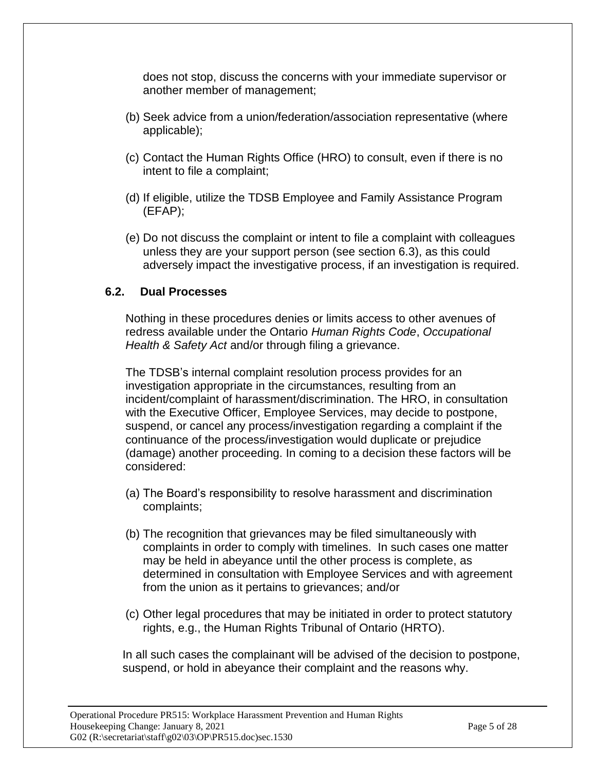does not stop, discuss the concerns with your immediate supervisor or another member of management;

(b) Seek advice from a union/federation/association representative (where applicable);

(c) Contact the Human Rights Office (HRO) to consult, even if there is no intent to file a complaint;

(d) If eligible, utilize the TDSB Employee and Family Assistance Program (EFAP);

(e) Do not discuss the complaint or intent to file a complaint with colleagues unless they are your support person (see section 6.3), as this could adversely impact the investigative process, if an investigation is required.

### 6.2. Dual Processes

Nothing in these procedures denies or limits access to other avenues of redress available under the Ontario *Human Rights Code*, *Occupational Health & Safety Act* and/or through filing a grievance.

The TDSB's internal complaint resolution process provides for an investigation appropriate in the circumstances, resulting from an incident/complaint of harassment/discrimination. The HRO, in consultation with the Executive Officer, Employee Services, may decide to postpone, suspend, or cancel any process/investigation regarding a complaint if the continuance of the process/investigation would duplicate or prejudice (damage) another proceeding. In coming to a decision these factors will be considered:

(a) The Board's responsibility to resolve harassment and discrimination complaints;

(b) The recognition that grievances may be filed simultaneously with complaints in order to comply with timelines. In such cases one matter may be held in abeyance until the other process is complete, as determined in consultation with Employee Services and with agreement from the union as it pertains to grievances; and/or

(c) Other legal procedures that may be initiated in order to protect statutory rights, e.g., the Human Rights Tribunal of Ontario (HRTO).

In all such cases the complainant will be advised of the decision to postpone, suspend, or hold in abeyance their complaint and the reasons why.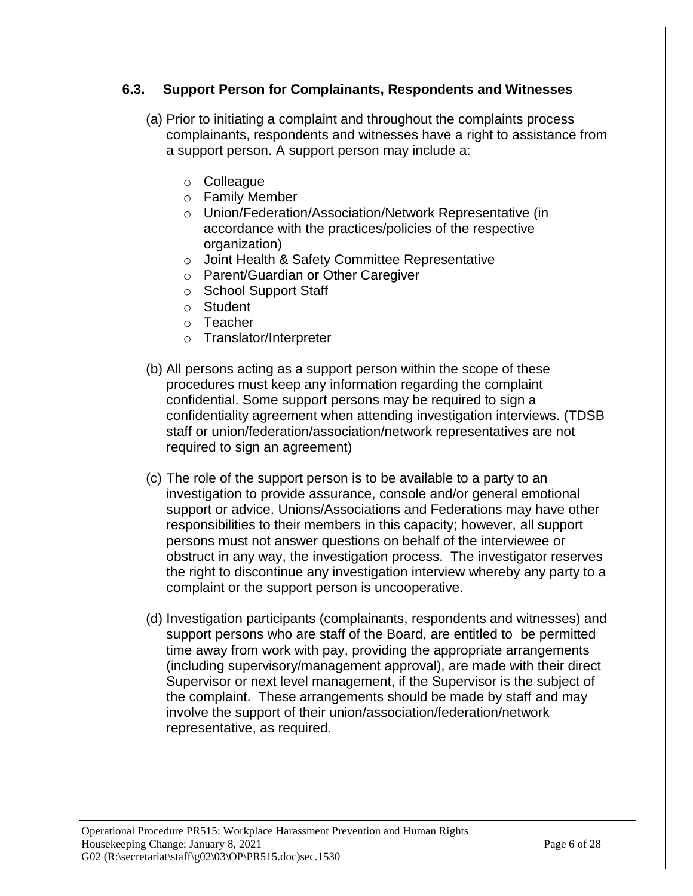### 6.3. Support Person for Complainants, Respondents and Witnesses

(a) Prior to initiating a complaint and throughout the complaints process complainants, respondents and witnesses have a right to assistance from a support person. A support person may include a:

- Colleague
- Family Member
- Union/Federation/Association/Network Representative (in accordance with the practices/policies of the respective organization)
- Joint Health & Safety Committee Representative
- Parent/Guardian or Other Caregiver
- School Support Staff
- Student
- Teacher
- Translator/Interpreter

(b) All persons acting as a support person within the scope of these procedures must keep any information regarding the complaint confidential. Some support persons may be required to sign a confidentiality agreement when attending investigation interviews. (TDSB staff or union/federation/association/network representatives are not required to sign an agreement)

(c) The role of the support person is to be available to a party to an investigation to provide assurance, console and/or general emotional support or advice. Unions/Associations and Federations may have other responsibilities to their members in this capacity; however, all support persons must not answer questions on behalf of the interviewee or obstruct in any way, the investigation process. The investigator reserves the right to discontinue any investigation interview whereby any party to a complaint or the support person is uncooperative.

(d) Investigation participants (complainants, respondents and witnesses) and support persons who are staff of the Board, are entitled to be permitted time away from work with pay, providing the appropriate arrangements (including supervisory/management approval), are made with their direct Supervisor or next level management, if the Supervisor is the subject of the complaint. These arrangements should be made by staff and may involve the support of their union/association/federation/network representative, as required.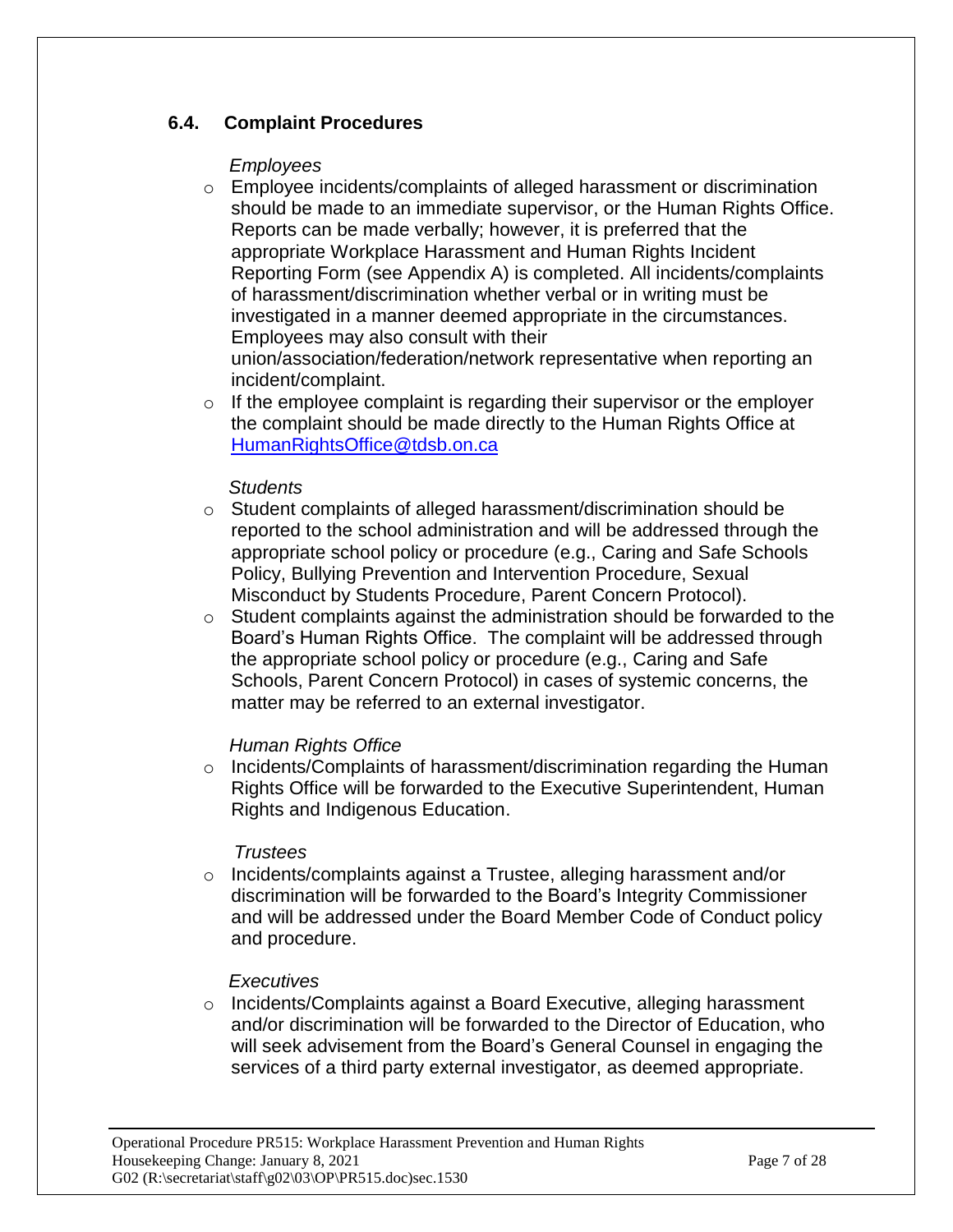### 6.4. Complaint Procedures

*Employees*

- Employee incidents/complaints of alleged harassment or discrimination should be made to an immediate supervisor, or the Human Rights Office. Reports can be made verbally; however, it is preferred that the appropriate Workplace Harassment and Human Rights Incident Reporting Form (see Appendix A) is completed. All incidents/complaints of harassment/discrimination whether verbal or in writing must be investigated in a manner deemed appropriate in the circumstances. Employees may also consult with their union/association/federation/network representative when reporting an incident/complaint.
- If the employee complaint is regarding their supervisor or the employer the complaint should be made directly to the Human Rights Office at [HumanRightsOffice@tdsb.on.ca](mailto:HumanRightsOffice@tdsb.on.ca)

*Students*

- Student complaints of alleged harassment/discrimination should be reported to the school administration and will be addressed through the appropriate school policy or procedure (e.g., Caring and Safe Schools Policy, Bullying Prevention and Intervention Procedure, Sexual Misconduct by Students Procedure, Parent Concern Protocol).
- Student complaints against the administration should be forwarded to the Board's Human Rights Office. The complaint will be addressed through the appropriate school policy or procedure (e.g., Caring and Safe Schools, Parent Concern Protocol) in cases of systemic concerns, the matter may be referred to an external investigator.

*Human Rights Office*

- Incidents/Complaints of harassment/discrimination regarding the Human Rights Office will be forwarded to the Executive Superintendent, Human Rights and Indigenous Education.

*Trustees*

- Incidents/complaints against a Trustee, alleging harassment and/or discrimination will be forwarded to the Board's Integrity Commissioner and will be addressed under the Board Member Code of Conduct policy and procedure.

*Executives*

- Incidents/Complaints against a Board Executive, alleging harassment and/or discrimination will be forwarded to the Director of Education, who will seek advisement from the Board's General Counsel in engaging the services of a third party external investigator, as deemed appropriate.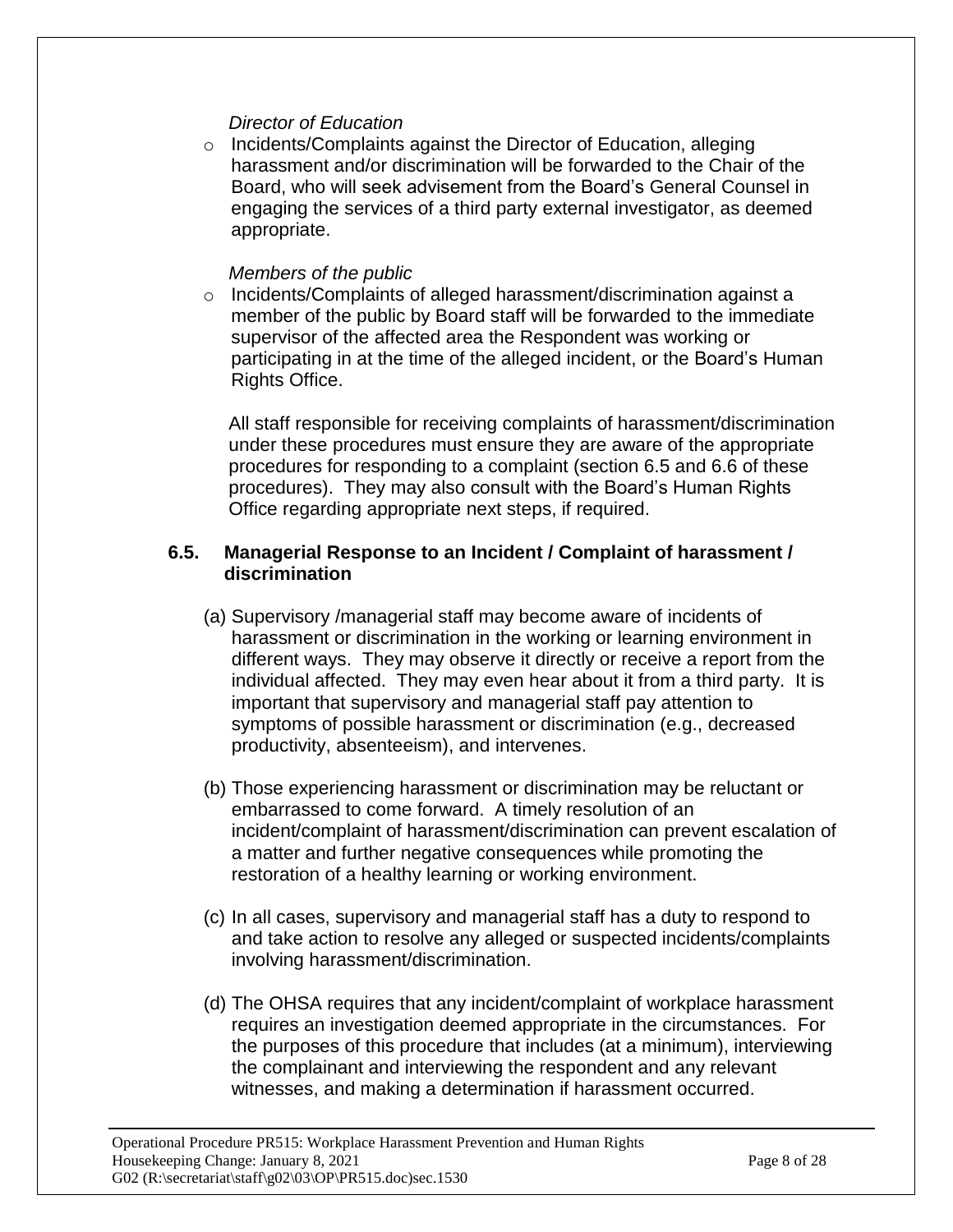*Director of Education*

- Incidents/Complaints against the Director of Education, alleging harassment and/or discrimination will be forwarded to the Chair of the Board, who will seek advisement from the Board's General Counsel in engaging the services of a third party external investigator, as deemed appropriate.

*Members of the public*

- Incidents/Complaints of alleged harassment/discrimination against a member of the public by Board staff will be forwarded to the immediate supervisor of the affected area the Respondent was working or participating in at the time of the alleged incident, or the Board's Human Rights Office.

All staff responsible for receiving complaints of harassment/discrimination under these procedures must ensure they are aware of the appropriate procedures for responding to a complaint (section 6.5 and 6.6 of these procedures). They may also consult with the Board's Human Rights Office regarding appropriate next steps, if required.

### 6.5. Managerial Response to an Incident / Complaint of harassment / discrimination

(a) Supervisory /managerial staff may become aware of incidents of harassment or discrimination in the working or learning environment in different ways. They may observe it directly or receive a report from the individual affected. They may even hear about it from a third party. It is important that supervisory and managerial staff pay attention to symptoms of possible harassment or discrimination (e.g., decreased productivity, absenteeism), and intervenes.

(b) Those experiencing harassment or discrimination may be reluctant or embarrassed to come forward. A timely resolution of an incident/complaint of harassment/discrimination can prevent escalation of a matter and further negative consequences while promoting the restoration of a healthy learning or working environment.

(c) In all cases, supervisory and managerial staff has a duty to respond to and take action to resolve any alleged or suspected incidents/complaints involving harassment/discrimination.

(d) The OHSA requires that any incident/complaint of workplace harassment requires an investigation deemed appropriate in the circumstances. For the purposes of this procedure that includes (at a minimum), interviewing the complainant and interviewing the respondent and any relevant witnesses, and making a determination if harassment occurred.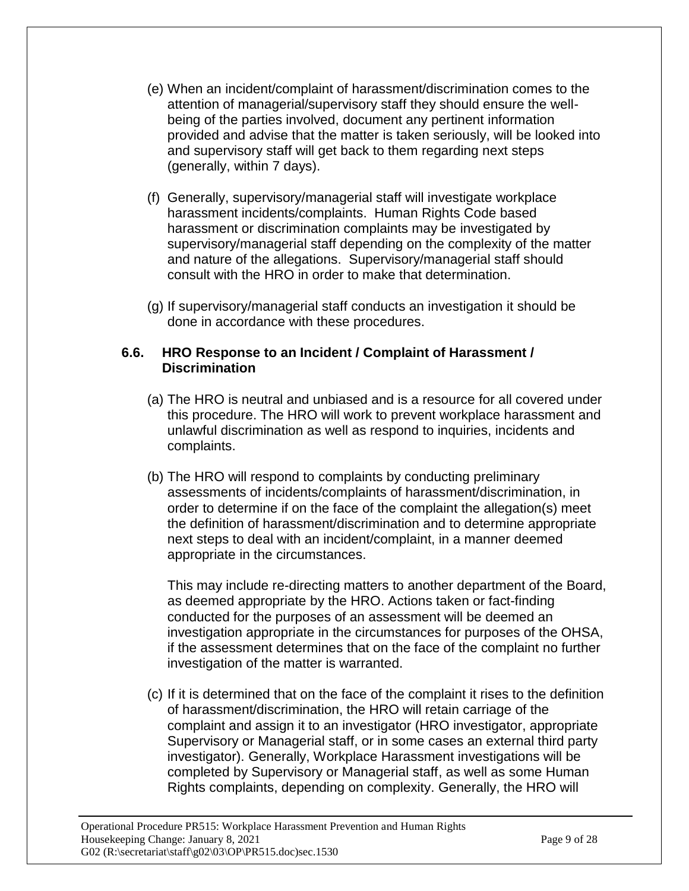(e) When an incident/complaint of harassment/discrimination comes to the attention of managerial/supervisory staff they should ensure the well-being of the parties involved, document any pertinent information provided and advise that the matter is taken seriously, will be looked into and supervisory staff will get back to them regarding next steps (generally, within 7 days).

(f) Generally, supervisory/managerial staff will investigate workplace harassment incidents/complaints. Human Rights Code based harassment or discrimination complaints may be investigated by supervisory/managerial staff depending on the complexity of the matter and nature of the allegations. Supervisory/managerial staff should consult with the HRO in order to make that determination.

(g) If supervisory/managerial staff conducts an investigation it should be done in accordance with these procedures.

### 6.6. HRO Response to an Incident / Complaint of Harassment / Discrimination

(a) The HRO is neutral and unbiased and is a resource for all covered under this procedure. The HRO will work to prevent workplace harassment and unlawful discrimination as well as respond to inquiries, incidents and complaints.

(b) The HRO will respond to complaints by conducting preliminary assessments of incidents/complaints of harassment/discrimination, in order to determine if on the face of the complaint the allegation(s) meet the definition of harassment/discrimination and to determine appropriate next steps to deal with an incident/complaint, in a manner deemed appropriate in the circumstances.

This may include re-directing matters to another department of the Board, as deemed appropriate by the HRO. Actions taken or fact-finding conducted for the purposes of an assessment will be deemed an investigation appropriate in the circumstances for purposes of the OHSA, if the assessment determines that on the face of the complaint no further investigation of the matter is warranted.

(c) If it is determined that on the face of the complaint it rises to the definition of harassment/discrimination, the HRO will retain carriage of the complaint and assign it to an investigator (HRO investigator, appropriate Supervisory or Managerial staff, or in some cases an external third party investigator). Generally, Workplace Harassment investigations will be completed by Supervisory or Managerial staff, as well as some Human Rights complaints, depending on complexity. Generally, the HRO will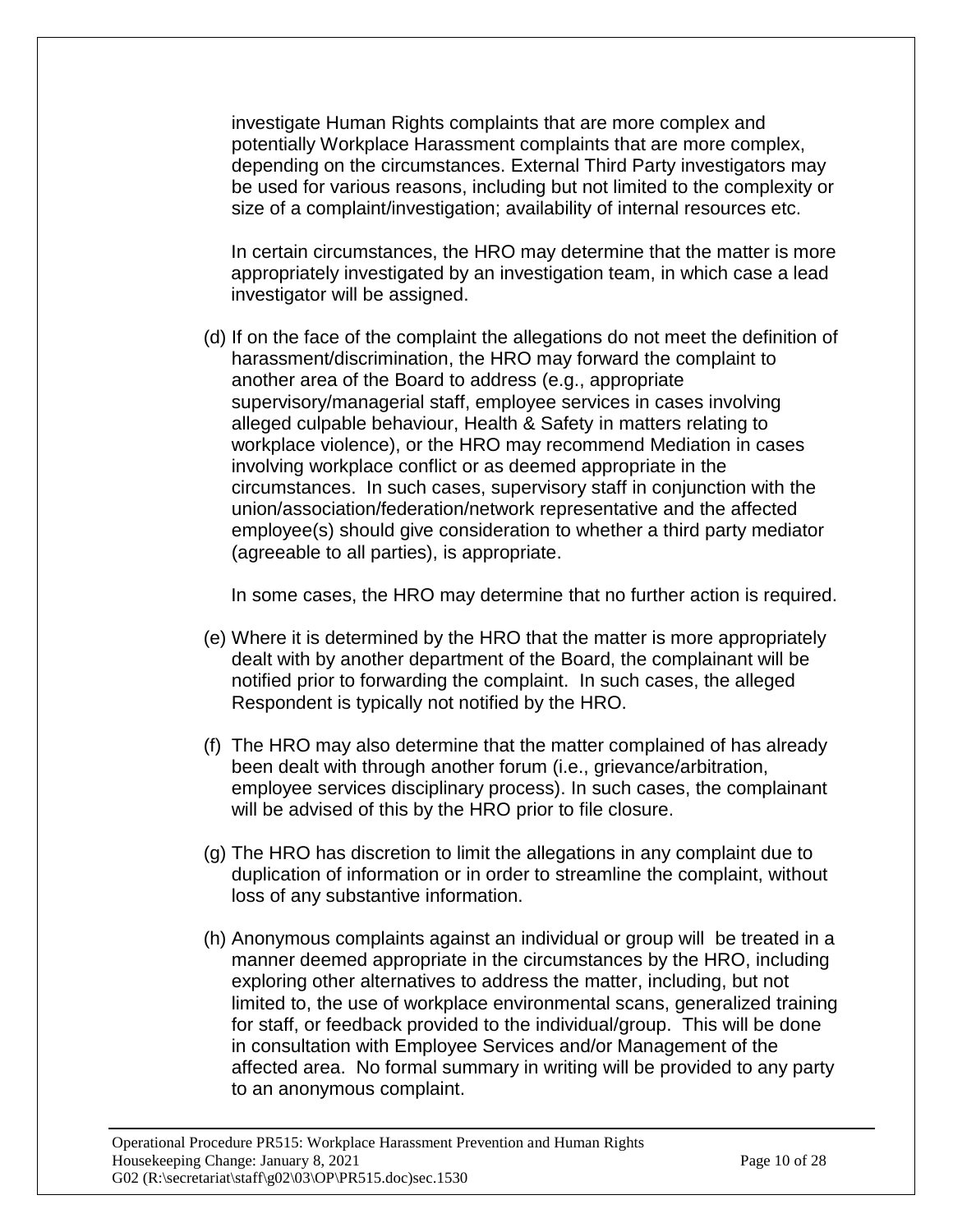investigate Human Rights complaints that are more complex and potentially Workplace Harassment complaints that are more complex, depending on the circumstances. External Third Party investigators may be used for various reasons, including but not limited to the complexity or size of a complaint/investigation; availability of internal resources etc.

In certain circumstances, the HRO may determine that the matter is more appropriately investigated by an investigation team, in which case a lead investigator will be assigned.

(d) If on the face of the complaint the allegations do not meet the definition of harassment/discrimination, the HRO may forward the complaint to another area of the Board to address (e.g., appropriate supervisory/managerial staff, employee services in cases involving alleged culpable behaviour, Health & Safety in matters relating to workplace violence), or the HRO may recommend Mediation in cases involving workplace conflict or as deemed appropriate in the circumstances. In such cases, supervisory staff in conjunction with the union/association/federation/network representative and the affected employee(s) should give consideration to whether a third party mediator (agreeable to all parties), is appropriate.

In some cases, the HRO may determine that no further action is required.

(e) Where it is determined by the HRO that the matter is more appropriately dealt with by another department of the Board, the complainant will be notified prior to forwarding the complaint. In such cases, the alleged Respondent is typically not notified by the HRO.

(f) The HRO may also determine that the matter complained of has already been dealt with through another forum (i.e., grievance/arbitration, employee services disciplinary process). In such cases, the complainant will be advised of this by the HRO prior to file closure.

(g) The HRO has discretion to limit the allegations in any complaint due to duplication of information or in order to streamline the complaint, without loss of any substantive information.

(h) Anonymous complaints against an individual or group will be treated in a manner deemed appropriate in the circumstances by the HRO, including exploring other alternatives to address the matter, including, but not limited to, the use of workplace environmental scans, generalized training for staff, or feedback provided to the individual/group. This will be done in consultation with Employee Services and/or Management of the affected area. No formal summary in writing will be provided to any party to an anonymous complaint.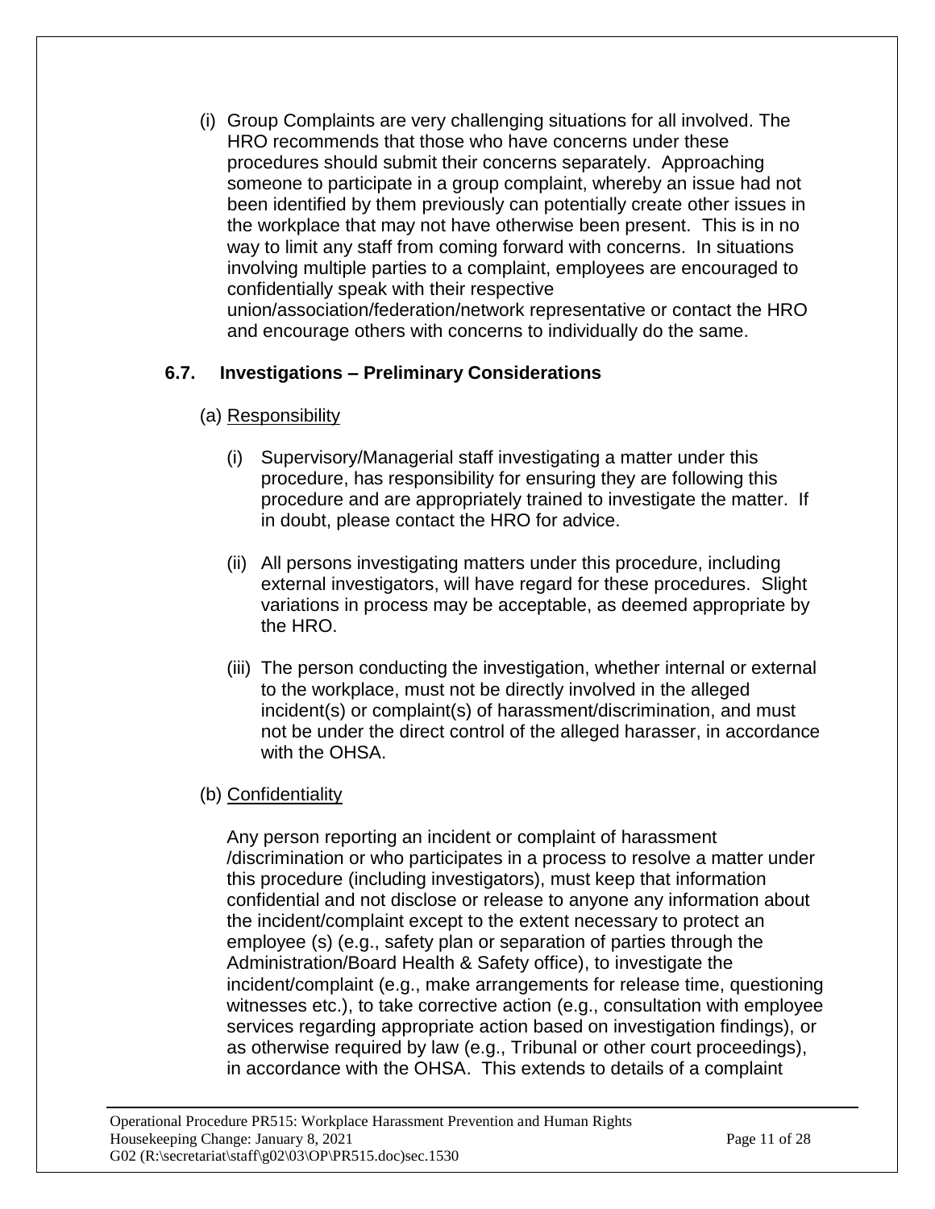(i) Group Complaints are very challenging situations for all involved. The HRO recommends that those who have concerns under these procedures should submit their concerns separately. Approaching someone to participate in a group complaint, whereby an issue had not been identified by them previously can potentially create other issues in the workplace that may not have otherwise been present. This is in no way to limit any staff from coming forward with concerns. In situations involving multiple parties to a complaint, employees are encouraged to confidentially speak with their respective union/association/federation/network representative or contact the HRO and encourage others with concerns to individually do the same.

## 6.7. Investigations – Preliminary Considerations

(a) Responsibility

(i) Supervisory/Managerial staff investigating a matter under this procedure, has responsibility for ensuring they are following this procedure and are appropriately trained to investigate the matter. If in doubt, please contact the HRO for advice.

(ii) All persons investigating matters under this procedure, including external investigators, will have regard for these procedures. Slight variations in process may be acceptable, as deemed appropriate by the HRO.

(iii) The person conducting the investigation, whether internal or external to the workplace, must not be directly involved in the alleged incident(s) or complaint(s) of harassment/discrimination, and must not be under the direct control of the alleged harasser, in accordance with the OHSA.

(b) Confidentiality

Any person reporting an incident or complaint of harassment /discrimination or who participates in a process to resolve a matter under this procedure (including investigators), must keep that information confidential and not disclose or release to anyone any information about the incident/complaint except to the extent necessary to protect an employee (s) (e.g., safety plan or separation of parties through the Administration/Board Health & Safety office), to investigate the incident/complaint (e.g., make arrangements for release time, questioning witnesses etc.), to take corrective action (e.g., consultation with employee services regarding appropriate action based on investigation findings), or as otherwise required by law (e.g., Tribunal or other court proceedings), in accordance with the OHSA. This extends to details of a complaint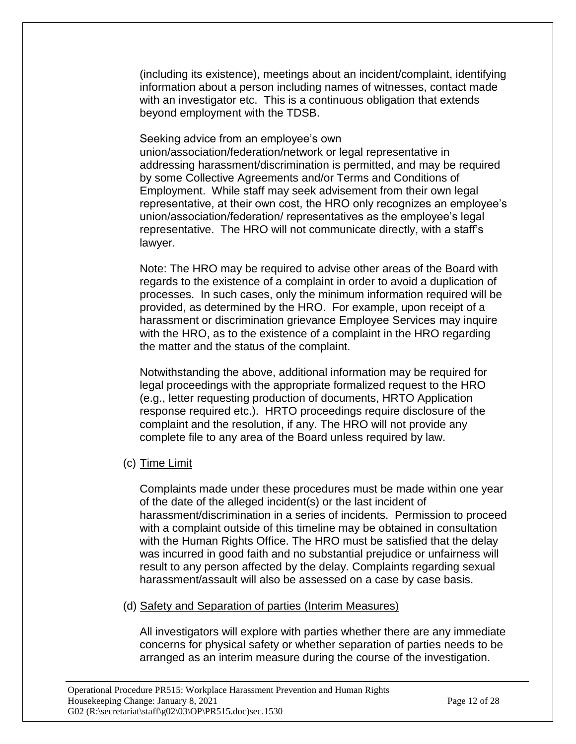(including its existence), meetings about an incident/complaint, identifying information about a person including names of witnesses, contact made with an investigator etc. This is a continuous obligation that extends beyond employment with the TDSB.

Seeking advice from an employee's own union/association/federation/network or legal representative in addressing harassment/discrimination is permitted, and may be required by some Collective Agreements and/or Terms and Conditions of Employment. While staff may seek advisement from their own legal representative, at their own cost, the HRO only recognizes an employee's union/association/federation/ representatives as the employee's legal representative. The HRO will not communicate directly, with a staff's lawyer.

Note: The HRO may be required to advise other areas of the Board with regards to the existence of a complaint in order to avoid a duplication of processes. In such cases, only the minimum information required will be provided, as determined by the HRO. For example, upon receipt of a harassment or discrimination grievance Employee Services may inquire with the HRO, as to the existence of a complaint in the HRO regarding the matter and the status of the complaint.

Notwithstanding the above, additional information may be required for legal proceedings with the appropriate formalized request to the HRO (e.g., letter requesting production of documents, HRTO Application response required etc.). HRTO proceedings require disclosure of the complaint and the resolution, if any. The HRO will not provide any complete file to any area of the Board unless required by law.

(c) Time Limit

Complaints made under these procedures must be made within one year of the date of the alleged incident(s) or the last incident of harassment/discrimination in a series of incidents. Permission to proceed with a complaint outside of this timeline may be obtained in consultation with the Human Rights Office. The HRO must be satisfied that the delay was incurred in good faith and no substantial prejudice or unfairness will result to any person affected by the delay. Complaints regarding sexual harassment/assault will also be assessed on a case by case basis.

(d) Safety and Separation of parties (Interim Measures)

All investigators will explore with parties whether there are any immediate concerns for physical safety or whether separation of parties needs to be arranged as an interim measure during the course of the investigation.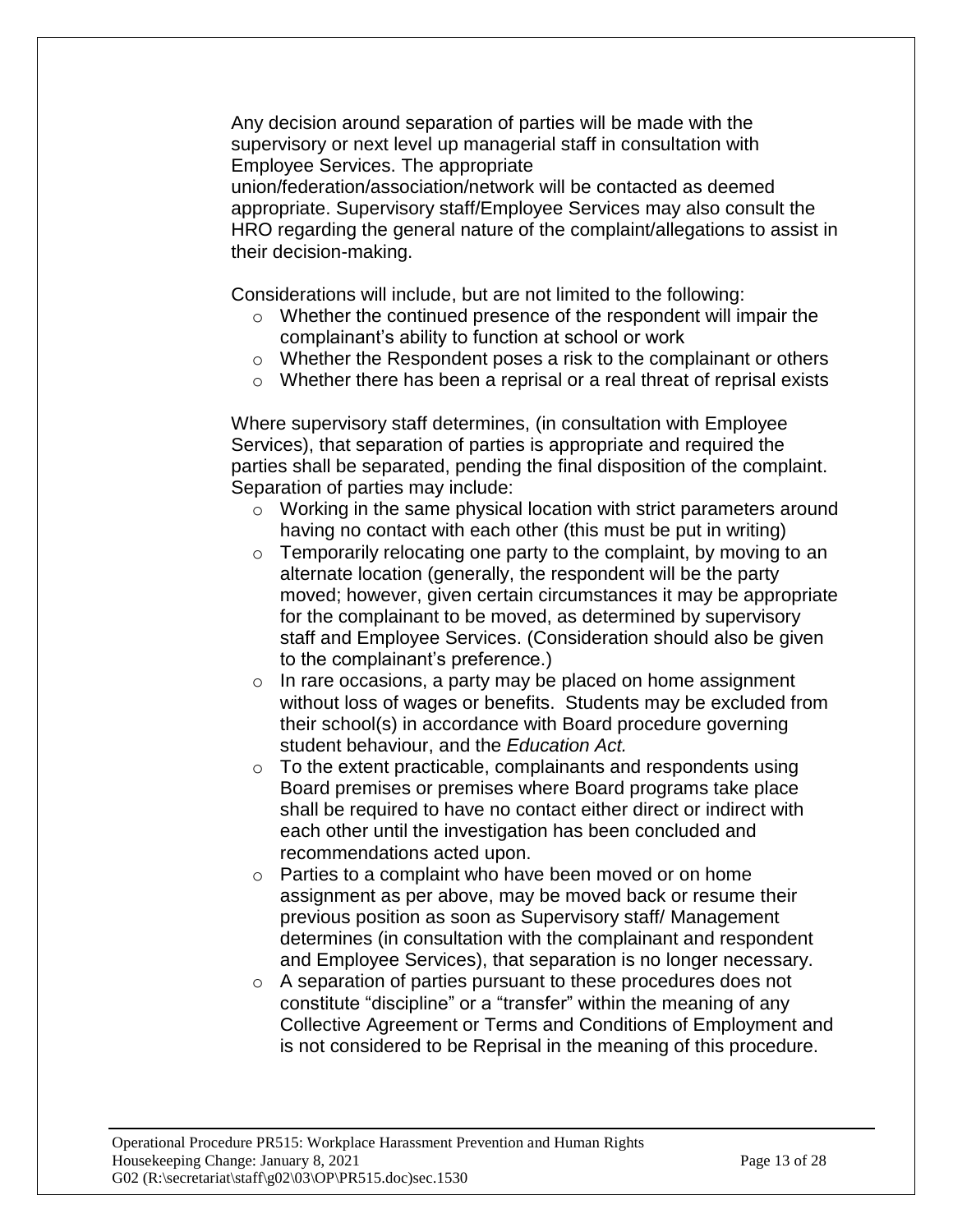Any decision around separation of parties will be made with the supervisory or next level up managerial staff in consultation with Employee Services. The appropriate union/federation/association/network will be contacted as deemed appropriate. Supervisory staff/Employee Services may also consult the HRO regarding the general nature of the complaint/allegations to assist in their decision-making.

Considerations will include, but are not limited to the following:

- Whether the continued presence of the respondent will impair the complainant's ability to function at school or work
- Whether the Respondent poses a risk to the complainant or others
- Whether there has been a reprisal or a real threat of reprisal exists

Where supervisory staff determines, (in consultation with Employee Services), that separation of parties is appropriate and required the parties shall be separated, pending the final disposition of the complaint. Separation of parties may include:

- Working in the same physical location with strict parameters around having no contact with each other (this must be put in writing)
- Temporarily relocating one party to the complaint, by moving to an alternate location (generally, the respondent will be the party moved; however, given certain circumstances it may be appropriate for the complainant to be moved, as determined by supervisory staff and Employee Services. (Consideration should also be given to the complainant's preference.)
- In rare occasions, a party may be placed on home assignment without loss of wages or benefits. Students may be excluded from their school(s) in accordance with Board procedure governing student behaviour, and the *Education Act.*
- To the extent practicable, complainants and respondents using Board premises or premises where Board programs take place shall be required to have no contact either direct or indirect with each other until the investigation has been concluded and recommendations acted upon.
- Parties to a complaint who have been moved or on home assignment as per above, may be moved back or resume their previous position as soon as Supervisory staff/ Management determines (in consultation with the complainant and respondent and Employee Services), that separation is no longer necessary.
- A separation of parties pursuant to these procedures does not constitute "discipline" or a "transfer" within the meaning of any Collective Agreement or Terms and Conditions of Employment and is not considered to be Reprisal in the meaning of this procedure.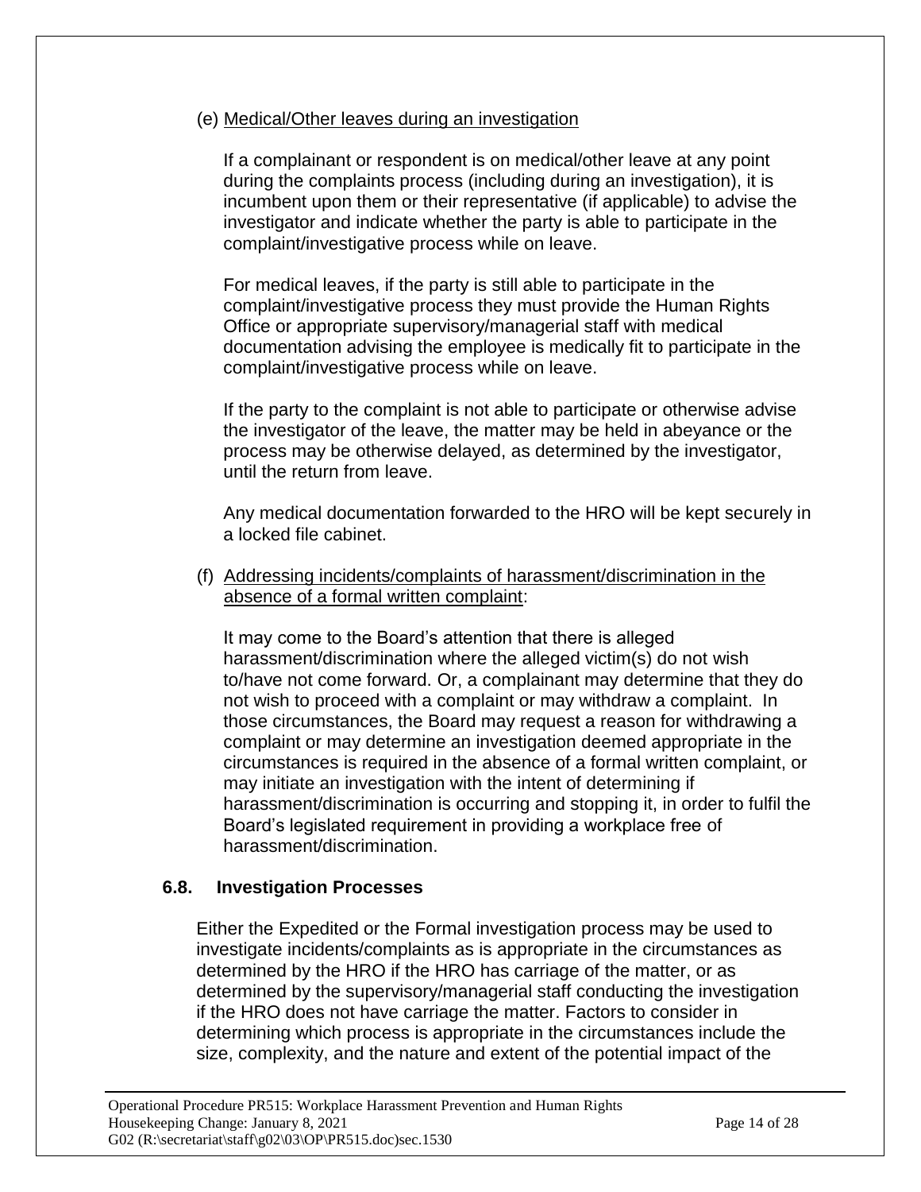(e) Medical/Other leaves during an investigation

If a complainant or respondent is on medical/other leave at any point during the complaints process (including during an investigation), it is incumbent upon them or their representative (if applicable) to advise the investigator and indicate whether the party is able to participate in the complaint/investigative process while on leave.

For medical leaves, if the party is still able to participate in the complaint/investigative process they must provide the Human Rights Office or appropriate supervisory/managerial staff with medical documentation advising the employee is medically fit to participate in the complaint/investigative process while on leave.

If the party to the complaint is not able to participate or otherwise advise the investigator of the leave, the matter may be held in abeyance or the process may be otherwise delayed, as determined by the investigator, until the return from leave.

Any medical documentation forwarded to the HRO will be kept securely in a locked file cabinet.

(f) Addressing incidents/complaints of harassment/discrimination in the absence of a formal written complaint:

It may come to the Board's attention that there is alleged harassment/discrimination where the alleged victim(s) do not wish to/have not come forward. Or, a complainant may determine that they do not wish to proceed with a complaint or may withdraw a complaint. In those circumstances, the Board may request a reason for withdrawing a complaint or may determine an investigation deemed appropriate in the circumstances is required in the absence of a formal written complaint, or may initiate an investigation with the intent of determining if harassment/discrimination is occurring and stopping it, in order to fulfil the Board's legislated requirement in providing a workplace free of harassment/discrimination.

### 6.8. Investigation Processes

Either the Expedited or the Formal investigation process may be used to investigate incidents/complaints as is appropriate in the circumstances as determined by the HRO if the HRO has carriage of the matter, or as determined by the supervisory/managerial staff conducting the investigation if the HRO does not have carriage the matter. Factors to consider in determining which process is appropriate in the circumstances include the size, complexity, and the nature and extent of the potential impact of the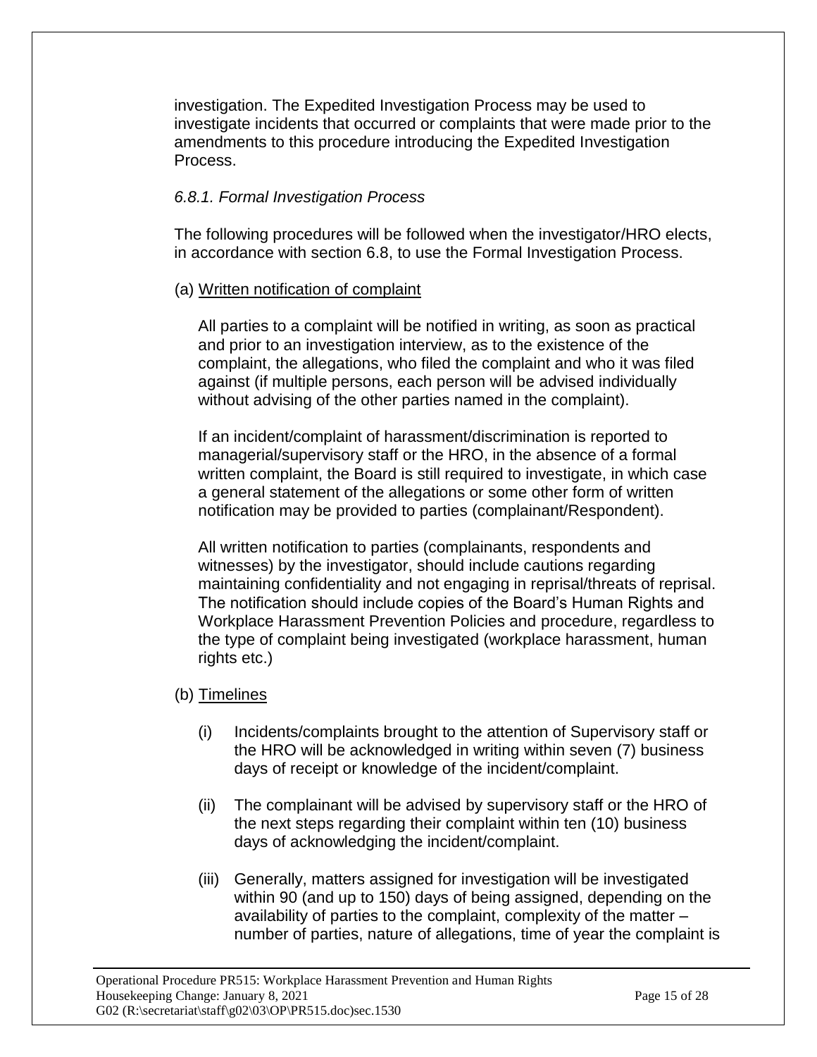investigation. The Expedited Investigation Process may be used to investigate incidents that occurred or complaints that were made prior to the amendments to this procedure introducing the Expedited Investigation Process.

*6.8.1. Formal Investigation Process*

The following procedures will be followed when the investigator/HRO elects, in accordance with section 6.8, to use the Formal Investigation Process.

(a) Written notification of complaint

All parties to a complaint will be notified in writing, as soon as practical and prior to an investigation interview, as to the existence of the complaint, the allegations, who filed the complaint and who it was filed against (if multiple persons, each person will be advised individually without advising of the other parties named in the complaint).

If an incident/complaint of harassment/discrimination is reported to managerial/supervisory staff or the HRO, in the absence of a formal written complaint, the Board is still required to investigate, in which case a general statement of the allegations or some other form of written notification may be provided to parties (complainant/Respondent).

All written notification to parties (complainants, respondents and witnesses) by the investigator, should include cautions regarding maintaining confidentiality and not engaging in reprisal/threats of reprisal. The notification should include copies of the Board's Human Rights and Workplace Harassment Prevention Policies and procedure, regardless to the type of complaint being investigated (workplace harassment, human rights etc.)

(b) Timelines

(i) Incidents/complaints brought to the attention of Supervisory staff or the HRO will be acknowledged in writing within seven (7) business days of receipt or knowledge of the incident/complaint.

(ii) The complainant will be advised by supervisory staff or the HRO of the next steps regarding their complaint within ten (10) business days of acknowledging the incident/complaint.

(iii) Generally, matters assigned for investigation will be investigated within 90 (and up to 150) days of being assigned, depending on the availability of parties to the complaint, complexity of the matter – number of parties, nature of allegations, time of year the complaint is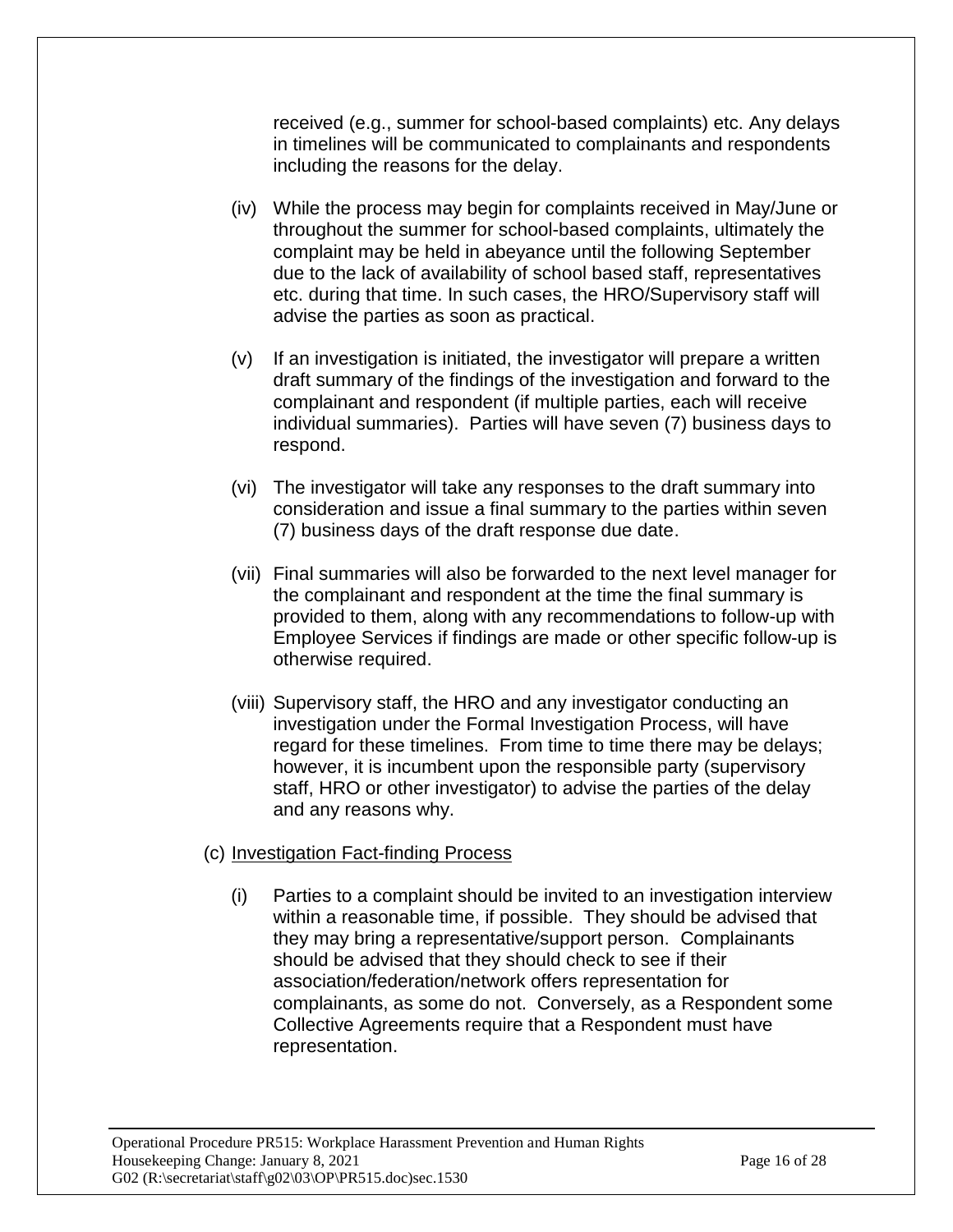received (e.g., summer for school-based complaints) etc. Any delays in timelines will be communicated to complainants and respondents including the reasons for the delay.

(iv) While the process may begin for complaints received in May/June or throughout the summer for school-based complaints, ultimately the complaint may be held in abeyance until the following September due to the lack of availability of school based staff, representatives etc. during that time. In such cases, the HRO/Supervisory staff will advise the parties as soon as practical.

(v) If an investigation is initiated, the investigator will prepare a written draft summary of the findings of the investigation and forward to the complainant and respondent (if multiple parties, each will receive individual summaries). Parties will have seven (7) business days to respond.

(vi) The investigator will take any responses to the draft summary into consideration and issue a final summary to the parties within seven (7) business days of the draft response due date.

(vii) Final summaries will also be forwarded to the next level manager for the complainant and respondent at the time the final summary is provided to them, along with any recommendations to follow-up with Employee Services if findings are made or other specific follow-up is otherwise required.

(viii) Supervisory staff, the HRO and any investigator conducting an investigation under the Formal Investigation Process, will have regard for these timelines. From time to time there may be delays; however, it is incumbent upon the responsible party (supervisory staff, HRO or other investigator) to advise the parties of the delay and any reasons why.

(c) Investigation Fact-finding Process

(i) Parties to a complaint should be invited to an investigation interview within a reasonable time, if possible. They should be advised that they may bring a representative/support person. Complainants should be advised that they should check to see if their association/federation/network offers representation for complainants, as some do not. Conversely, as a Respondent some Collective Agreements require that a Respondent must have representation.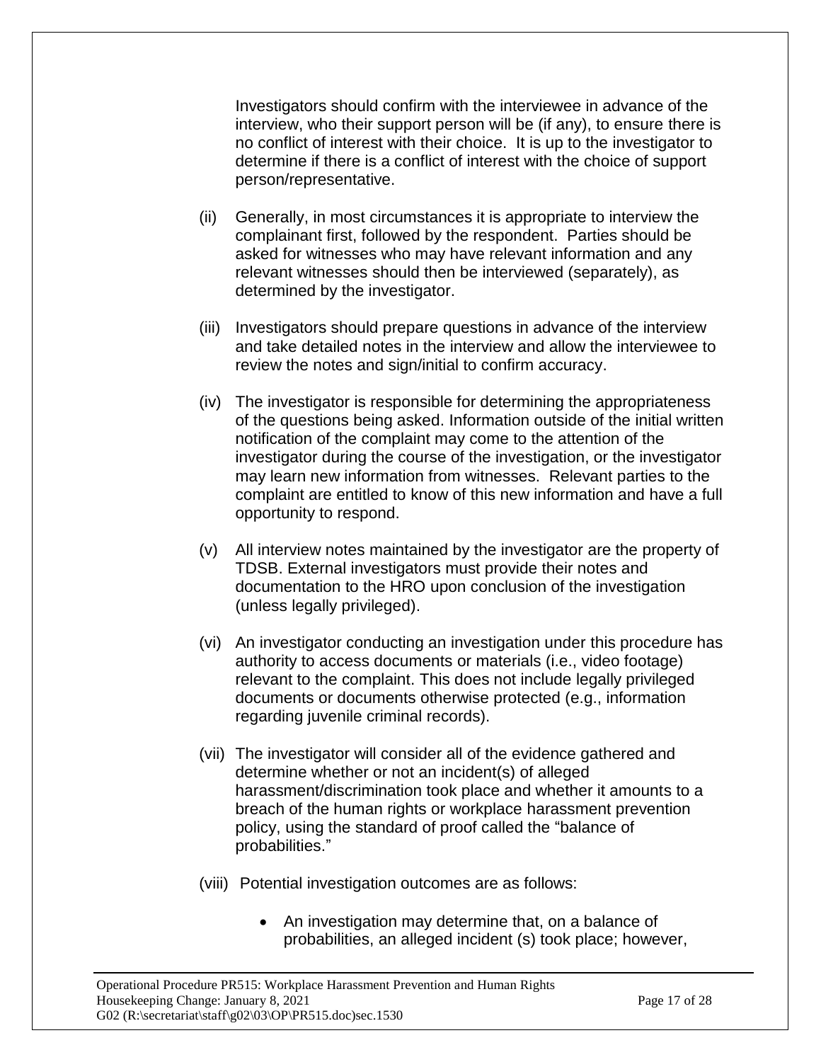Investigators should confirm with the interviewee in advance of the interview, who their support person will be (if any), to ensure there is no conflict of interest with their choice. It is up to the investigator to determine if there is a conflict of interest with the choice of support person/representative.

(ii) Generally, in most circumstances it is appropriate to interview the complainant first, followed by the respondent. Parties should be asked for witnesses who may have relevant information and any relevant witnesses should then be interviewed (separately), as determined by the investigator.

(iii) Investigators should prepare questions in advance of the interview and take detailed notes in the interview and allow the interviewee to review the notes and sign/initial to confirm accuracy.

(iv) The investigator is responsible for determining the appropriateness of the questions being asked. Information outside of the initial written notification of the complaint may come to the attention of the investigator during the course of the investigation, or the investigator may learn new information from witnesses. Relevant parties to the complaint are entitled to know of this new information and have a full opportunity to respond.

(v) All interview notes maintained by the investigator are the property of TDSB. External investigators must provide their notes and documentation to the HRO upon conclusion of the investigation (unless legally privileged).

(vi) An investigator conducting an investigation under this procedure has authority to access documents or materials (i.e., video footage) relevant to the complaint. This does not include legally privileged documents or documents otherwise protected (e.g., information regarding juvenile criminal records).

(vii) The investigator will consider all of the evidence gathered and determine whether or not an incident(s) of alleged harassment/discrimination took place and whether it amounts to a breach of the human rights or workplace harassment prevention policy, using the standard of proof called the "balance of probabilities."

(viii) Potential investigation outcomes are as follows:

- An investigation may determine that, on a balance of probabilities, an alleged incident (s) took place; however,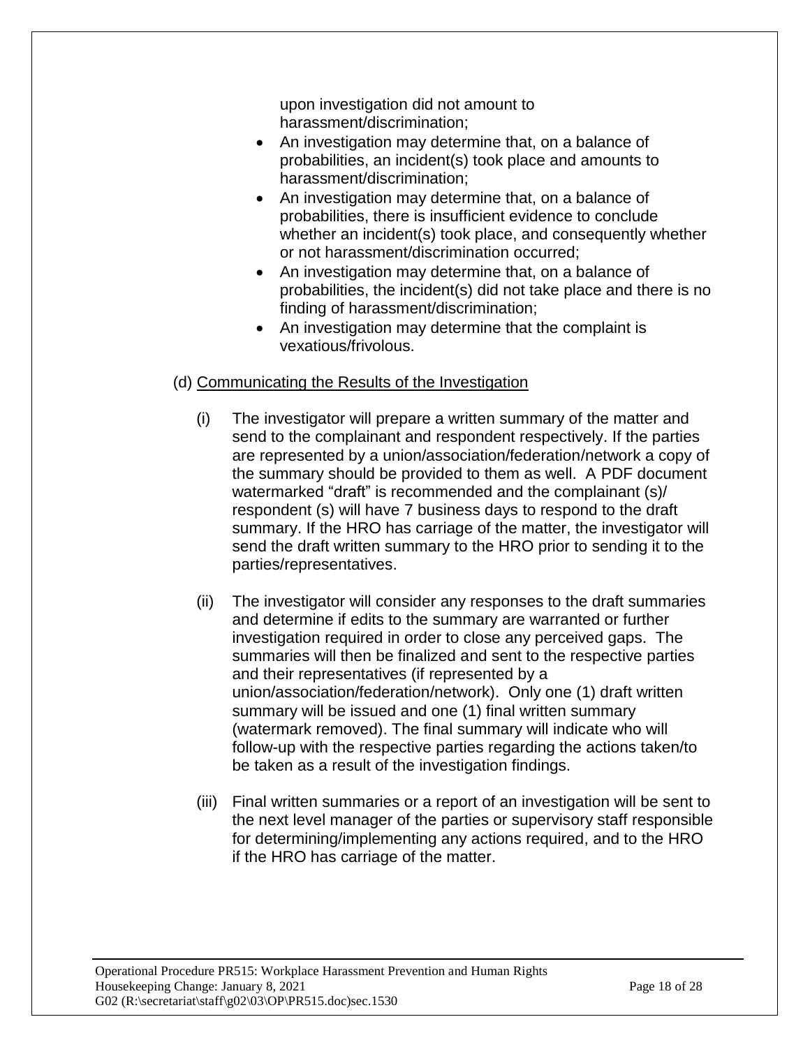upon investigation did not amount to harassment/discrimination;

- An investigation may determine that, on a balance of probabilities, an incident(s) took place and amounts to harassment/discrimination;
- An investigation may determine that, on a balance of probabilities, there is insufficient evidence to conclude whether an incident(s) took place, and consequently whether or not harassment/discrimination occurred;
- An investigation may determine that, on a balance of probabilities, the incident(s) did not take place and there is no finding of harassment/discrimination;
- An investigation may determine that the complaint is vexatious/frivolous.

(d) Communicating the Results of the Investigation

(i) The investigator will prepare a written summary of the matter and send to the complainant and respondent respectively. If the parties are represented by a union/association/federation/network a copy of the summary should be provided to them as well. A PDF document watermarked "draft" is recommended and the complainant (s)/ respondent (s) will have 7 business days to respond to the draft summary. If the HRO has carriage of the matter, the investigator will send the draft written summary to the HRO prior to sending it to the parties/representatives.

(ii) The investigator will consider any responses to the draft summaries and determine if edits to the summary are warranted or further investigation required in order to close any perceived gaps. The summaries will then be finalized and sent to the respective parties and their representatives (if represented by a union/association/federation/network). Only one (1) draft written summary will be issued and one (1) final written summary (watermark removed). The final summary will indicate who will follow-up with the respective parties regarding the actions taken/to be taken as a result of the investigation findings.

(iii) Final written summaries or a report of an investigation will be sent to the next level manager of the parties or supervisory staff responsible for determining/implementing any actions required, and to the HRO if the HRO has carriage of the matter.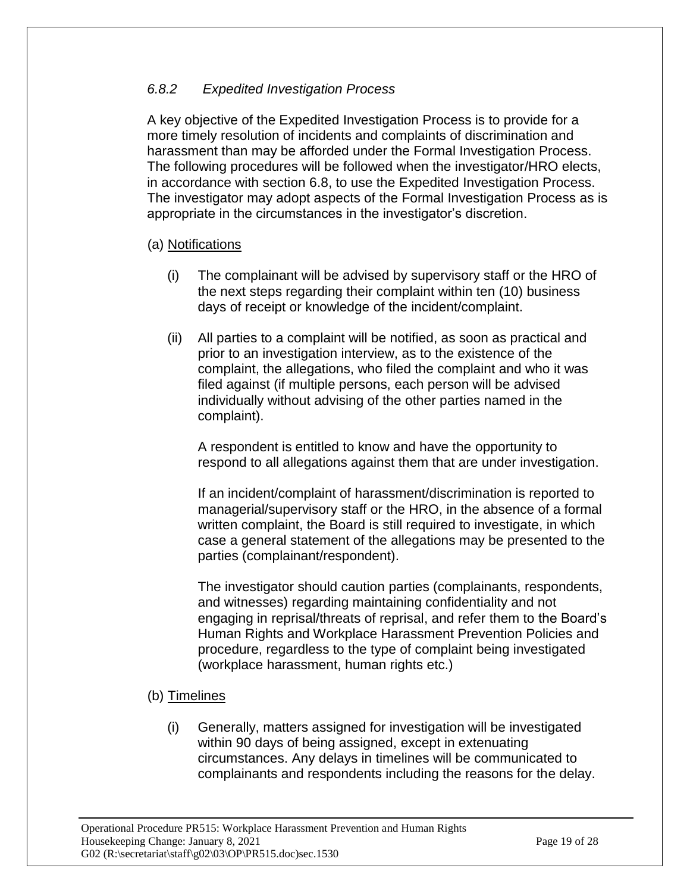### *6.8.2 Expedited Investigation Process*

A key objective of the Expedited Investigation Process is to provide for a more timely resolution of incidents and complaints of discrimination and harassment than may be afforded under the Formal Investigation Process. The following procedures will be followed when the investigator/HRO elects, in accordance with section 6.8, to use the Expedited Investigation Process. The investigator may adopt aspects of the Formal Investigation Process as is appropriate in the circumstances in the investigator's discretion.

(a) Notifications

(i) The complainant will be advised by supervisory staff or the HRO of the next steps regarding their complaint within ten (10) business days of receipt or knowledge of the incident/complaint.

(ii) All parties to a complaint will be notified, as soon as practical and prior to an investigation interview, as to the existence of the complaint, the allegations, who filed the complaint and who it was filed against (if multiple persons, each person will be advised individually without advising of the other parties named in the complaint).

A respondent is entitled to know and have the opportunity to respond to all allegations against them that are under investigation.

If an incident/complaint of harassment/discrimination is reported to managerial/supervisory staff or the HRO, in the absence of a formal written complaint, the Board is still required to investigate, in which case a general statement of the allegations may be presented to the parties (complainant/respondent).

The investigator should caution parties (complainants, respondents, and witnesses) regarding maintaining confidentiality and not engaging in reprisal/threats of reprisal, and refer them to the Board's Human Rights and Workplace Harassment Prevention Policies and procedure, regardless to the type of complaint being investigated (workplace harassment, human rights etc.)

(b) Timelines

(i) Generally, matters assigned for investigation will be investigated within 90 days of being assigned, except in extenuating circumstances. Any delays in timelines will be communicated to complainants and respondents including the reasons for the delay.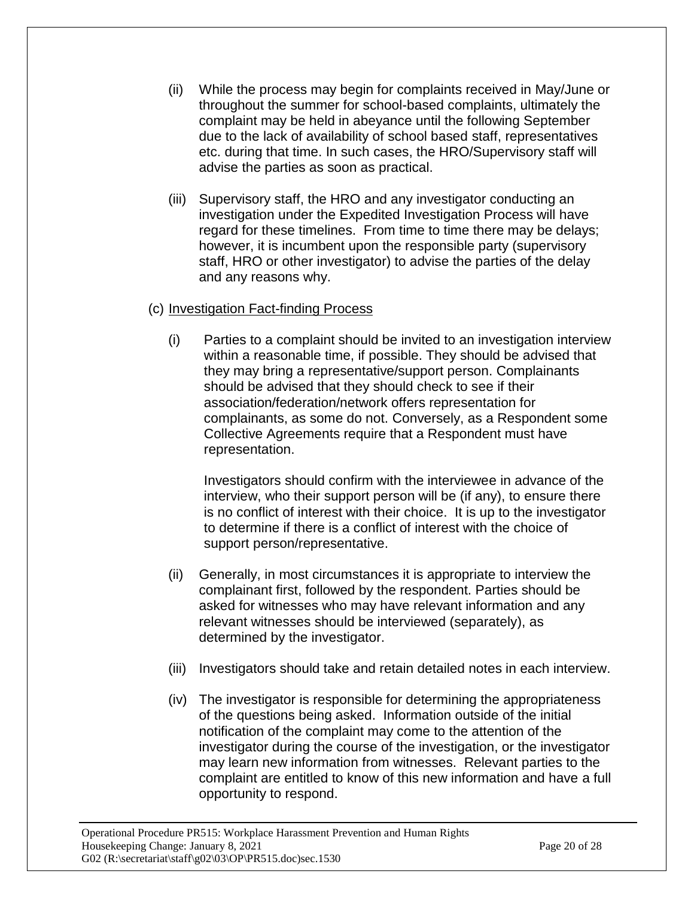(ii) While the process may begin for complaints received in May/June or throughout the summer for school-based complaints, ultimately the complaint may be held in abeyance until the following September due to the lack of availability of school based staff, representatives etc. during that time. In such cases, the HRO/Supervisory staff will advise the parties as soon as practical.

(iii) Supervisory staff, the HRO and any investigator conducting an investigation under the Expedited Investigation Process will have regard for these timelines. From time to time there may be delays; however, it is incumbent upon the responsible party (supervisory staff, HRO or other investigator) to advise the parties of the delay and any reasons why.

(c) Investigation Fact-finding Process

(i) Parties to a complaint should be invited to an investigation interview within a reasonable time, if possible. They should be advised that they may bring a representative/support person. Complainants should be advised that they should check to see if their association/federation/network offers representation for complainants, as some do not. Conversely, as a Respondent some Collective Agreements require that a Respondent must have representation.

Investigators should confirm with the interviewee in advance of the interview, who their support person will be (if any), to ensure there is no conflict of interest with their choice. It is up to the investigator to determine if there is a conflict of interest with the choice of support person/representative.

(ii) Generally, in most circumstances it is appropriate to interview the complainant first, followed by the respondent. Parties should be asked for witnesses who may have relevant information and any relevant witnesses should be interviewed (separately), as determined by the investigator.

(iii) Investigators should take and retain detailed notes in each interview.

(iv) The investigator is responsible for determining the appropriateness of the questions being asked. Information outside of the initial notification of the complaint may come to the attention of the investigator during the course of the investigation, or the investigator may learn new information from witnesses. Relevant parties to the complaint are entitled to know of this new information and have a full opportunity to respond.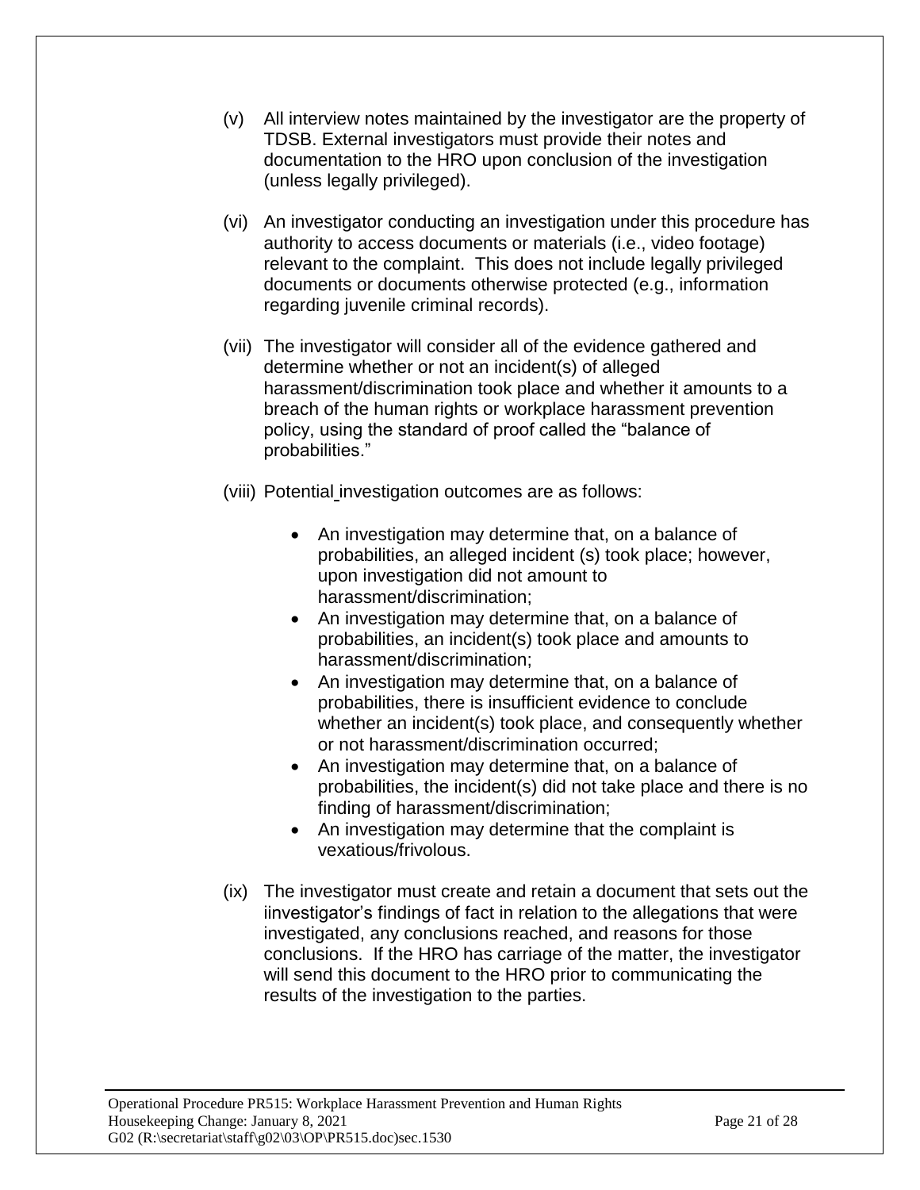(v) All interview notes maintained by the investigator are the property of TDSB. External investigators must provide their notes and documentation to the HRO upon conclusion of the investigation (unless legally privileged).

(vi) An investigator conducting an investigation under this procedure has authority to access documents or materials (i.e., video footage) relevant to the complaint. This does not include legally privileged documents or documents otherwise protected (e.g., information regarding juvenile criminal records).

(vii) The investigator will consider all of the evidence gathered and determine whether or not an incident(s) of alleged harassment/discrimination took place and whether it amounts to a breach of the human rights or workplace harassment prevention policy, using the standard of proof called the "balance of probabilities."

(viii) Potential investigation outcomes are as follows:

- An investigation may determine that, on a balance of probabilities, an alleged incident (s) took place; however, upon investigation did not amount to harassment/discrimination;
- An investigation may determine that, on a balance of probabilities, an incident(s) took place and amounts to harassment/discrimination;
- An investigation may determine that, on a balance of probabilities, there is insufficient evidence to conclude whether an incident(s) took place, and consequently whether or not harassment/discrimination occurred;
- An investigation may determine that, on a balance of probabilities, the incident(s) did not take place and there is no finding of harassment/discrimination;
- An investigation may determine that the complaint is vexatious/frivolous.

(ix) The investigator must create and retain a document that sets out the iinvestigator's findings of fact in relation to the allegations that were investigated, any conclusions reached, and reasons for those conclusions. If the HRO has carriage of the matter, the investigator will send this document to the HRO prior to communicating the results of the investigation to the parties.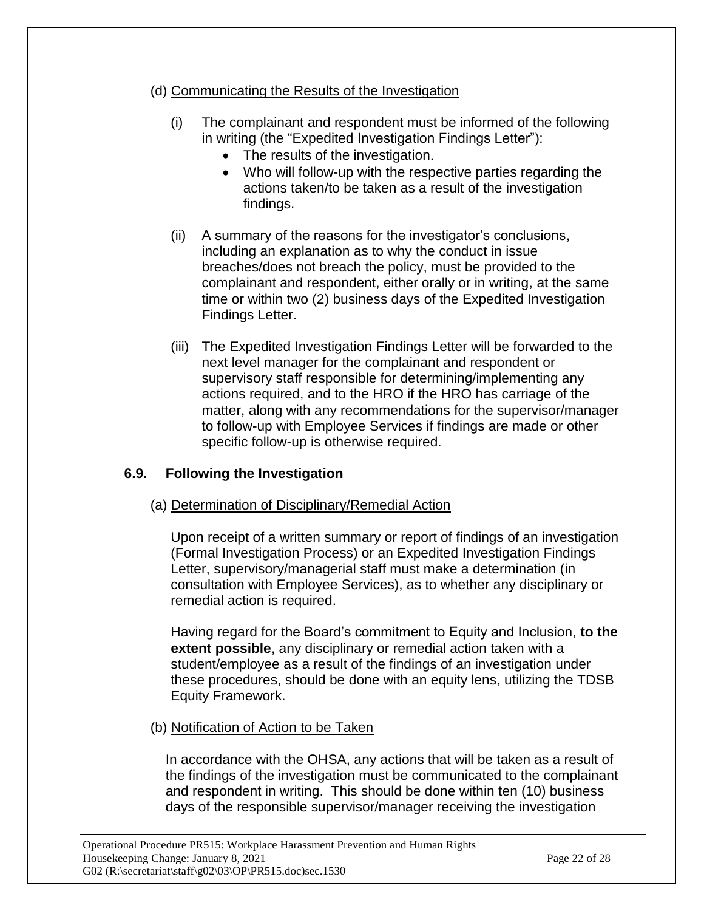(d) Communicating the Results of the Investigation

(i) The complainant and respondent must be informed of the following in writing (the "Expedited Investigation Findings Letter"):

- The results of the investigation.
- Who will follow-up with the respective parties regarding the actions taken/to be taken as a result of the investigation findings.

(ii) A summary of the reasons for the investigator's conclusions, including an explanation as to why the conduct in issue breaches/does not breach the policy, must be provided to the complainant and respondent, either orally or in writing, at the same time or within two (2) business days of the Expedited Investigation Findings Letter.

(iii) The Expedited Investigation Findings Letter will be forwarded to the next level manager for the complainant and respondent or supervisory staff responsible for determining/implementing any actions required, and to the HRO if the HRO has carriage of the matter, along with any recommendations for the supervisor/manager to follow-up with Employee Services if findings are made or other specific follow-up is otherwise required.

## 6.9. Following the Investigation

(a) Determination of Disciplinary/Remedial Action

Upon receipt of a written summary or report of findings of an investigation (Formal Investigation Process) or an Expedited Investigation Findings Letter, supervisory/managerial staff must make a determination (in consultation with Employee Services), as to whether any disciplinary or remedial action is required.

Having regard for the Board's commitment to Equity and Inclusion, **to the extent possible**, any disciplinary or remedial action taken with a student/employee as a result of the findings of an investigation under these procedures, should be done with an equity lens, utilizing the TDSB Equity Framework.

(b) Notification of Action to be Taken

In accordance with the OHSA, any actions that will be taken as a result of the findings of the investigation must be communicated to the complainant and respondent in writing. This should be done within ten (10) business days of the responsible supervisor/manager receiving the investigation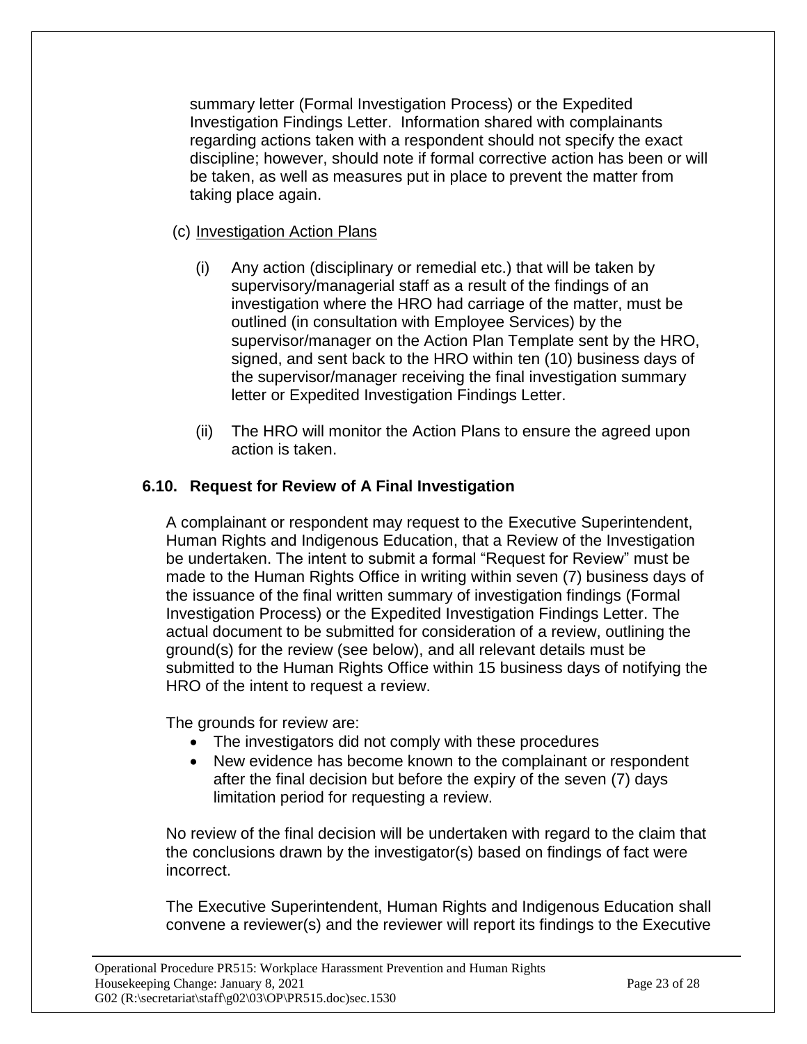summary letter (Formal Investigation Process) or the Expedited Investigation Findings Letter. Information shared with complainants regarding actions taken with a respondent should not specify the exact discipline; however, should note if formal corrective action has been or will be taken, as well as measures put in place to prevent the matter from taking place again.

(c) Investigation Action Plans

(i) Any action (disciplinary or remedial etc.) that will be taken by supervisory/managerial staff as a result of the findings of an investigation where the HRO had carriage of the matter, must be outlined (in consultation with Employee Services) by the supervisor/manager on the Action Plan Template sent by the HRO, signed, and sent back to the HRO within ten (10) business days of the supervisor/manager receiving the final investigation summary letter or Expedited Investigation Findings Letter.

(ii) The HRO will monitor the Action Plans to ensure the agreed upon action is taken.

### 6.10. Request for Review of A Final Investigation

A complainant or respondent may request to the Executive Superintendent, Human Rights and Indigenous Education, that a Review of the Investigation be undertaken. The intent to submit a formal "Request for Review" must be made to the Human Rights Office in writing within seven (7) business days of the issuance of the final written summary of investigation findings (Formal Investigation Process) or the Expedited Investigation Findings Letter. The actual document to be submitted for consideration of a review, outlining the ground(s) for the review (see below), and all relevant details must be submitted to the Human Rights Office within 15 business days of notifying the HRO of the intent to request a review.

The grounds for review are:

- The investigators did not comply with these procedures
- New evidence has become known to the complainant or respondent after the final decision but before the expiry of the seven (7) days limitation period for requesting a review.

No review of the final decision will be undertaken with regard to the claim that the conclusions drawn by the investigator(s) based on findings of fact were incorrect.

The Executive Superintendent, Human Rights and Indigenous Education shall convene a reviewer(s) and the reviewer will report its findings to the Executive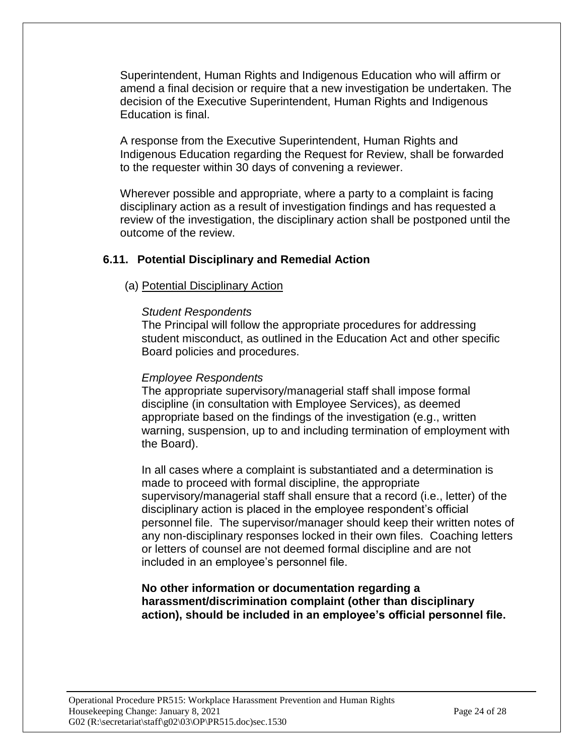Superintendent, Human Rights and Indigenous Education who will affirm or amend a final decision or require that a new investigation be undertaken. The decision of the Executive Superintendent, Human Rights and Indigenous Education is final.

A response from the Executive Superintendent, Human Rights and Indigenous Education regarding the Request for Review, shall be forwarded to the requester within 30 days of convening a reviewer.

Wherever possible and appropriate, where a party to a complaint is facing disciplinary action as a result of investigation findings and has requested a review of the investigation, the disciplinary action shall be postponed until the outcome of the review.

### 6.11. Potential Disciplinary and Remedial Action

(a) Potential Disciplinary Action

*Student Respondents*
The Principal will follow the appropriate procedures for addressing student misconduct, as outlined in the Education Act and other specific Board policies and procedures.

*Employee Respondents*
The appropriate supervisory/managerial staff shall impose formal discipline (in consultation with Employee Services), as deemed appropriate based on the findings of the investigation (e.g., written warning, suspension, up to and including termination of employment with the Board).

In all cases where a complaint is substantiated and a determination is made to proceed with formal discipline, the appropriate supervisory/managerial staff shall ensure that a record (i.e., letter) of the disciplinary action is placed in the employee respondent's official personnel file. The supervisor/manager should keep their written notes of any non-disciplinary responses locked in their own files. Coaching letters or letters of counsel are not deemed formal discipline and are not included in an employee's personnel file.

**No other information or documentation regarding a harassment/discrimination complaint (other than disciplinary action), should be included in an employee's official personnel file.**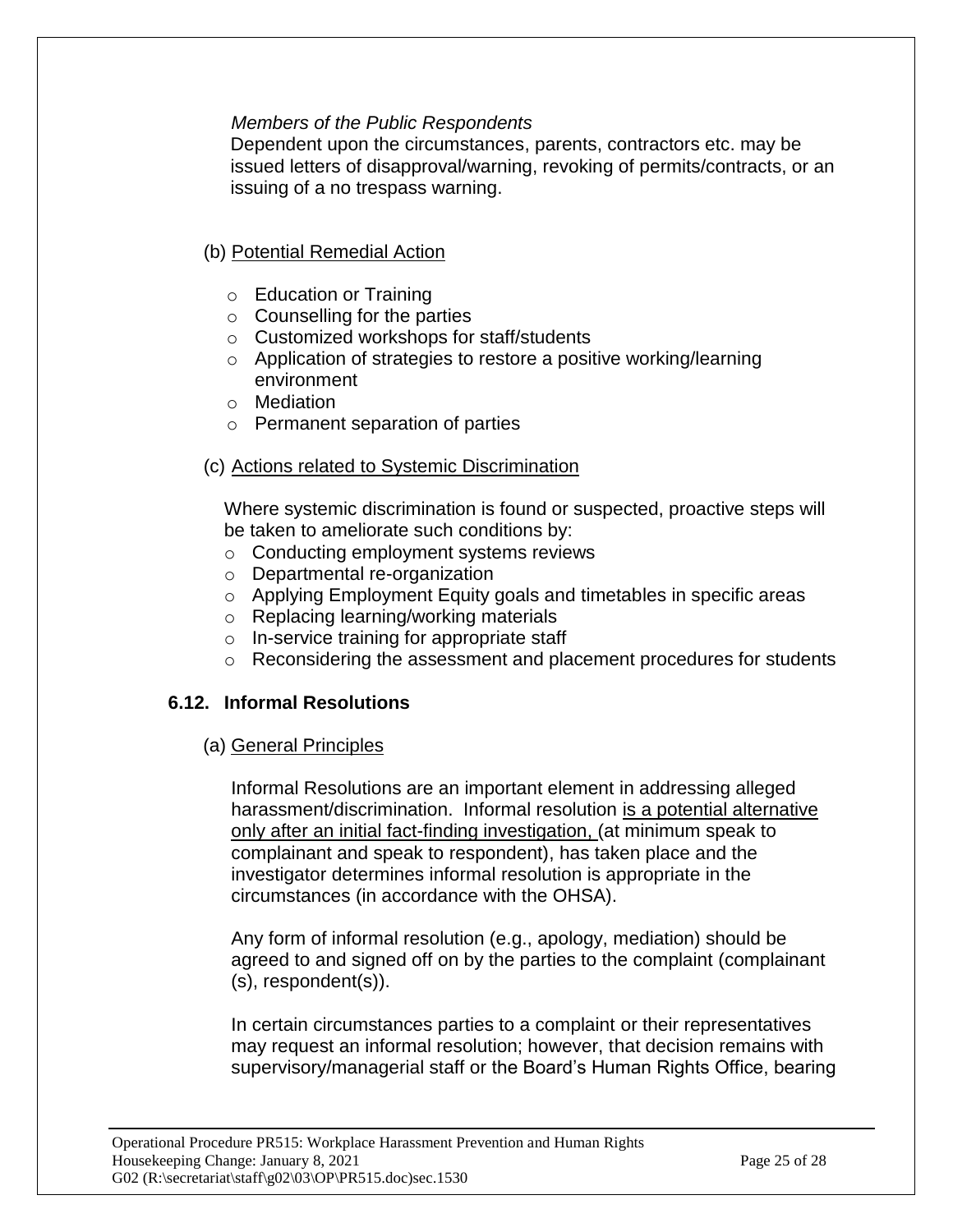*Members of the Public Respondents*

Dependent upon the circumstances, parents, contractors etc. may be issued letters of disapproval/warning, revoking of permits/contracts, or an issuing of a no trespass warning.

(b) Potential Remedial Action

- Education or Training
- Counselling for the parties
- Customized workshops for staff/students
- Application of strategies to restore a positive working/learning environment
- Mediation
- Permanent separation of parties

(c) Actions related to Systemic Discrimination

Where systemic discrimination is found or suspected, proactive steps will be taken to ameliorate such conditions by:

- Conducting employment systems reviews
- Departmental re-organization
- Applying Employment Equity goals and timetables in specific areas
- Replacing learning/working materials
- In-service training for appropriate staff
- Reconsidering the assessment and placement procedures for students

### 6.12. Informal Resolutions

(a) General Principles

Informal Resolutions are an important element in addressing alleged harassment/discrimination. Informal resolution is a potential alternative only after an initial fact-finding investigation, (at minimum speak to complainant and speak to respondent), has taken place and the investigator determines informal resolution is appropriate in the circumstances (in accordance with the OHSA).

Any form of informal resolution (e.g., apology, mediation) should be agreed to and signed off on by the parties to the complaint (complainant (s), respondent(s)).

In certain circumstances parties to a complaint or their representatives may request an informal resolution; however, that decision remains with supervisory/managerial staff or the Board's Human Rights Office, bearing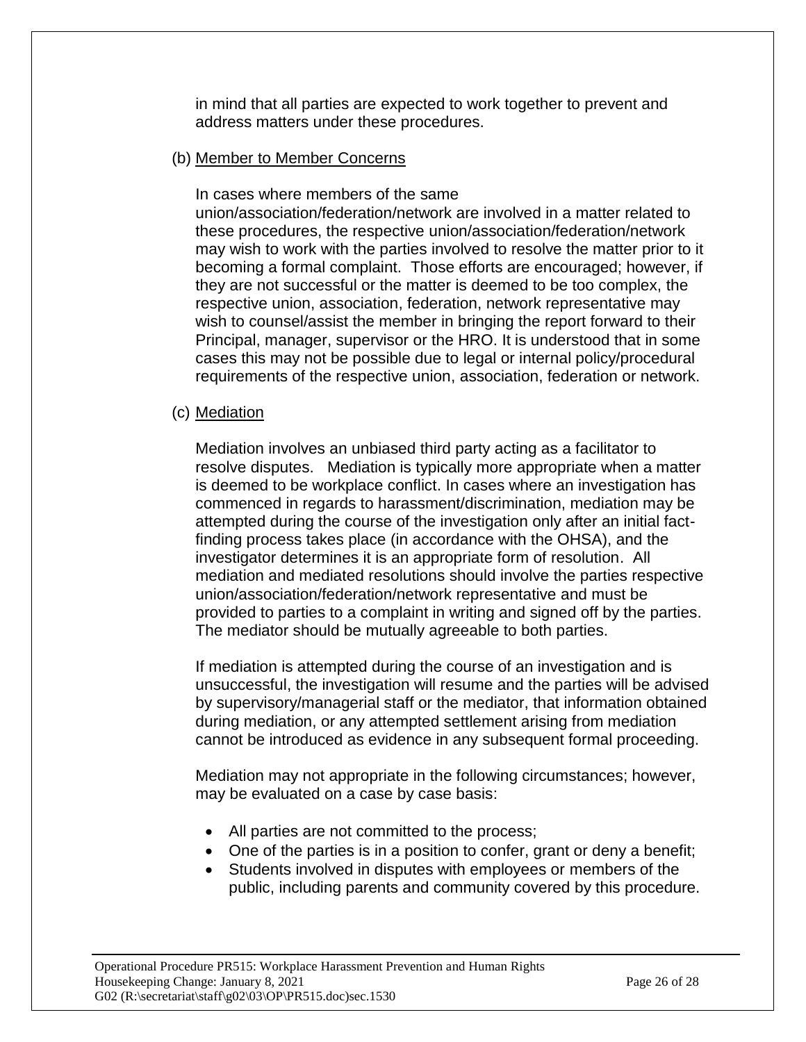in mind that all parties are expected to work together to prevent and address matters under these procedures.

(b) Member to Member Concerns

In cases where members of the same union/association/federation/network are involved in a matter related to these procedures, the respective union/association/federation/network may wish to work with the parties involved to resolve the matter prior to it becoming a formal complaint. Those efforts are encouraged; however, if they are not successful or the matter is deemed to be too complex, the respective union, association, federation, network representative may wish to counsel/assist the member in bringing the report forward to their Principal, manager, supervisor or the HRO. It is understood that in some cases this may not be possible due to legal or internal policy/procedural requirements of the respective union, association, federation or network.

(c) Mediation

Mediation involves an unbiased third party acting as a facilitator to resolve disputes. Mediation is typically more appropriate when a matter is deemed to be workplace conflict. In cases where an investigation has commenced in regards to harassment/discrimination, mediation may be attempted during the course of the investigation only after an initial fact-finding process takes place (in accordance with the OHSA), and the investigator determines it is an appropriate form of resolution. All mediation and mediated resolutions should involve the parties respective union/association/federation/network representative and must be provided to parties to a complaint in writing and signed off by the parties. The mediator should be mutually agreeable to both parties.

If mediation is attempted during the course of an investigation and is unsuccessful, the investigation will resume and the parties will be advised by supervisory/managerial staff or the mediator, that information obtained during mediation, or any attempted settlement arising from mediation cannot be introduced as evidence in any subsequent formal proceeding.

Mediation may not appropriate in the following circumstances; however, may be evaluated on a case by case basis:

- All parties are not committed to the process;
- One of the parties is in a position to confer, grant or deny a benefit;
- Students involved in disputes with employees or members of the public, including parents and community covered by this procedure.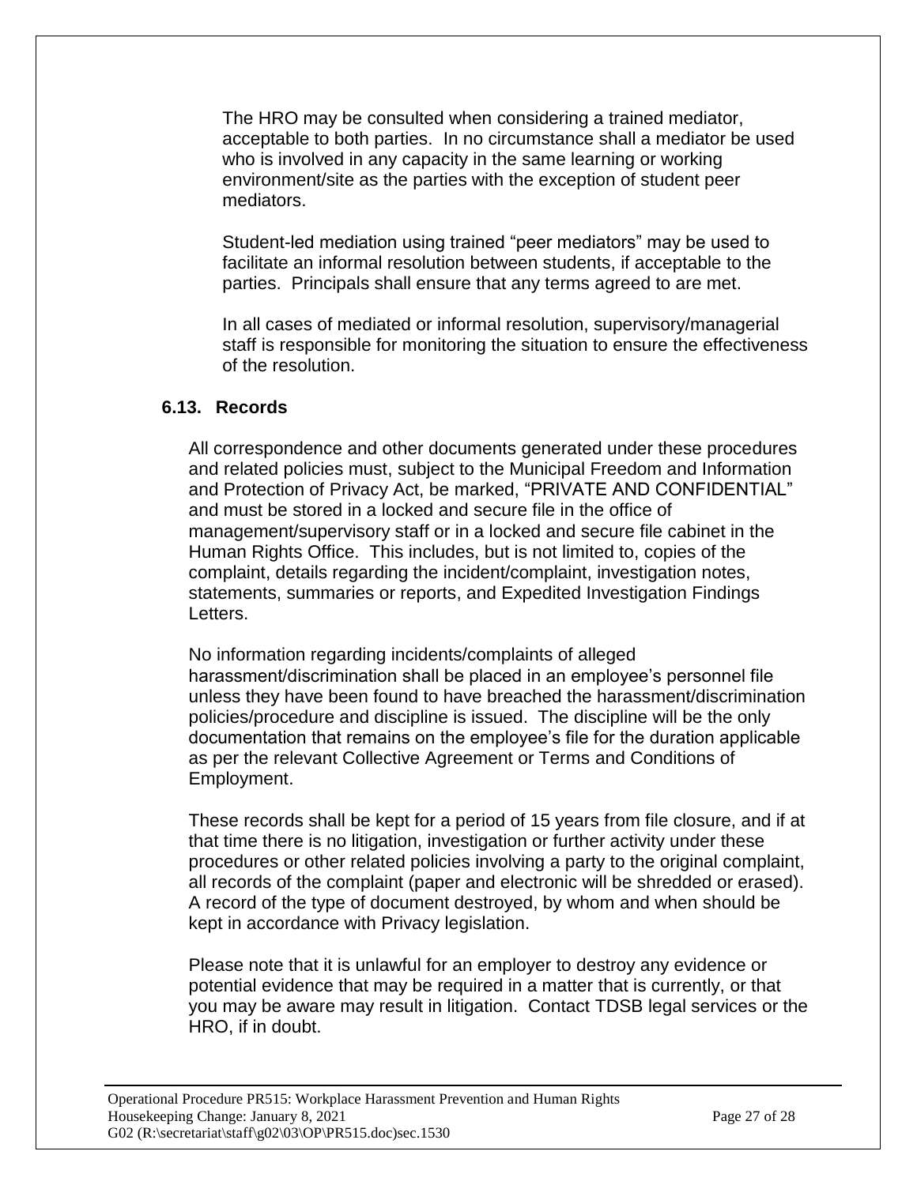The HRO may be consulted when considering a trained mediator, acceptable to both parties. In no circumstance shall a mediator be used who is involved in any capacity in the same learning or working environment/site as the parties with the exception of student peer mediators.

Student-led mediation using trained "peer mediators" may be used to facilitate an informal resolution between students, if acceptable to the parties. Principals shall ensure that any terms agreed to are met.

In all cases of mediated or informal resolution, supervisory/managerial staff is responsible for monitoring the situation to ensure the effectiveness of the resolution.

### 6.13. Records

All correspondence and other documents generated under these procedures and related policies must, subject to the Municipal Freedom and Information and Protection of Privacy Act, be marked, "PRIVATE AND CONFIDENTIAL" and must be stored in a locked and secure file in the office of management/supervisory staff or in a locked and secure file cabinet in the Human Rights Office. This includes, but is not limited to, copies of the complaint, details regarding the incident/complaint, investigation notes, statements, summaries or reports, and Expedited Investigation Findings Letters.

No information regarding incidents/complaints of alleged harassment/discrimination shall be placed in an employee's personnel file unless they have been found to have breached the harassment/discrimination policies/procedure and discipline is issued. The discipline will be the only documentation that remains on the employee's file for the duration applicable as per the relevant Collective Agreement or Terms and Conditions of Employment.

These records shall be kept for a period of 15 years from file closure, and if at that time there is no litigation, investigation or further activity under these procedures or other related policies involving a party to the original complaint, all records of the complaint (paper and electronic will be shredded or erased). A record of the type of document destroyed, by whom and when should be kept in accordance with Privacy legislation.

Please note that it is unlawful for an employer to destroy any evidence or potential evidence that may be required in a matter that is currently, or that you may be aware may result in litigation. Contact TDSB legal services or the HRO, if in doubt.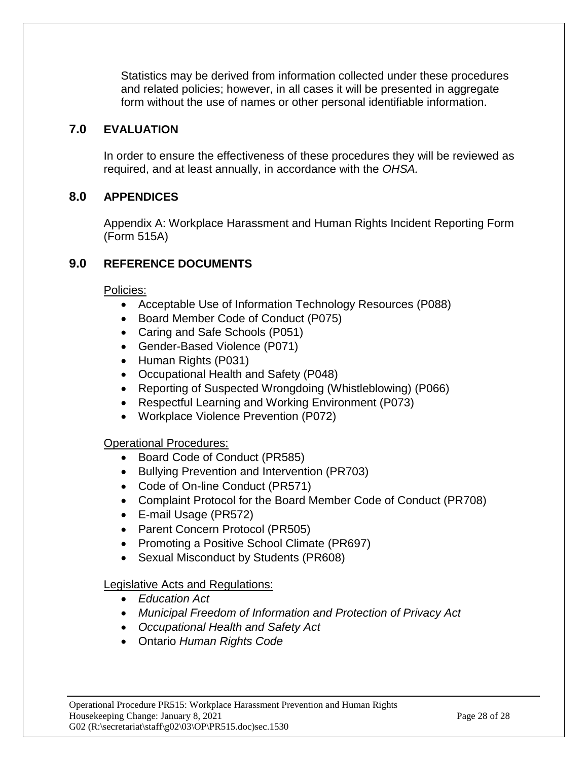Statistics may be derived from information collected under these procedures and related policies; however, in all cases it will be presented in aggregate form without the use of names or other personal identifiable information.

## 7.0 EVALUATION

In order to ensure the effectiveness of these procedures they will be reviewed as required, and at least annually, in accordance with the *OHSA.*

## 8.0 APPENDICES

Appendix A: Workplace Harassment and Human Rights Incident Reporting Form (Form 515A)

## 9.0 REFERENCE DOCUMENTS

Policies:

- Acceptable Use of Information Technology Resources (P088)
- Board Member Code of Conduct (P075)
- Caring and Safe Schools (P051)
- Gender-Based Violence (P071)
- Human Rights (P031)
- Occupational Health and Safety (P048)
- Reporting of Suspected Wrongdoing (Whistleblowing) (P066)
- Respectful Learning and Working Environment (P073)
- Workplace Violence Prevention (P072)

Operational Procedures:

- Board Code of Conduct (PR585)
- Bullying Prevention and Intervention (PR703)
- Code of On-line Conduct (PR571)
- Complaint Protocol for the Board Member Code of Conduct (PR708)
- E-mail Usage (PR572)
- Parent Concern Protocol (PR505)
- Promoting a Positive School Climate (PR697)
- Sexual Misconduct by Students (PR608)

Legislative Acts and Regulations:

- *Education Act*
- *Municipal Freedom of Information and Protection of Privacy Act*
- *Occupational Health and Safety Act*
- Ontario *Human Rights Code*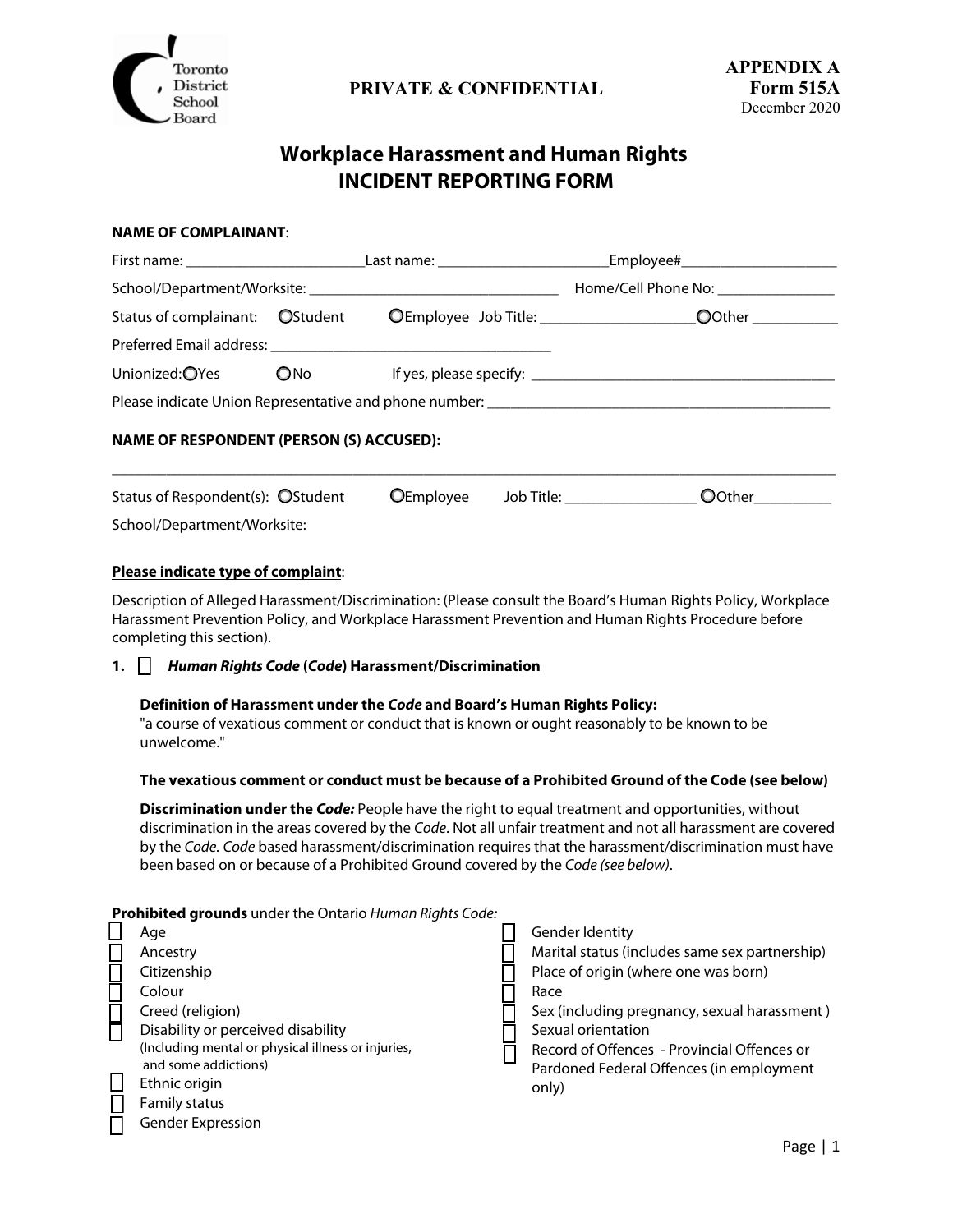Toronto District School Board

**PRIVATE & CONFIDENTIAL**

**APPENDIX A**
**Form 515A**
December 2020

# Workplace Harassment and Human Rights INCIDENT REPORTING FORM

**NAME OF COMPLAINANT**:

First name: ________________________ Last name: ______________________ Employee# ____________________

School/Department/Worksite: ________________________________ Home/Cell Phone No: _______________

Status of complainant: ○ Student ○ Employee Job Title: ___________________ ○ Other ___________

Preferred Email address: ____________________________________

Unionized: ○ Yes ○ No If yes, please specify: _______________________________________

Please indicate Union Representative and phone number: _____________________________________________

**NAME OF RESPONDENT (PERSON (S) ACCUSED):**

_____________________________________________________________________________________________

Status of Respondent(s): ○ Student ○ Employee Job Title: _________________ ○ Other __________

School/Department/Worksite:

**Please indicate type of complaint**:

Description of Alleged Harassment/Discrimination: (Please consult the Board's Human Rights Policy, Workplace Harassment Prevention Policy, and Workplace Harassment Prevention and Human Rights Procedure before completing this section).

**1.** ☐ ***Human Rights Code* (*Code*) Harassment/Discrimination**

**Definition of Harassment under the *Code* and Board's Human Rights Policy:**
"a course of vexatious comment or conduct that is known or ought reasonably to be known to be unwelcome."

**The vexatious comment or conduct must be because of a Prohibited Ground of the Code (see below)**

**Discrimination under the *Code:*** People have the right to equal treatment and opportunities, without discrimination in the areas covered by the *Code*. Not all unfair treatment and not all harassment are covered by the *Code*. *Code* based harassment/discrimination requires that the harassment/discrimination must have been based on or because of a Prohibited Ground covered by the *Code (see below)*.

**Prohibited grounds** under the Ontario *Human Rights Code:*

- ☐ Age
- ☐ Ancestry
- ☐ Citizenship
- ☐ Colour
- ☐ Creed (religion)
- ☐ Disability or perceived disability (Including mental or physical illness or injuries, and some addictions)
- ☐ Ethnic origin
- ☐ Family status
- ☐ Gender Expression
- ☐ Gender Identity
- ☐ Marital status (includes same sex partnership)
- ☐ Place of origin (where one was born)
- ☐ Race
- ☐ Sex (including pregnancy, sexual harassment )
- ☐ Sexual orientation
- ☐ Record of Offences - Provincial Offences or Pardoned Federal Offences (in employment only)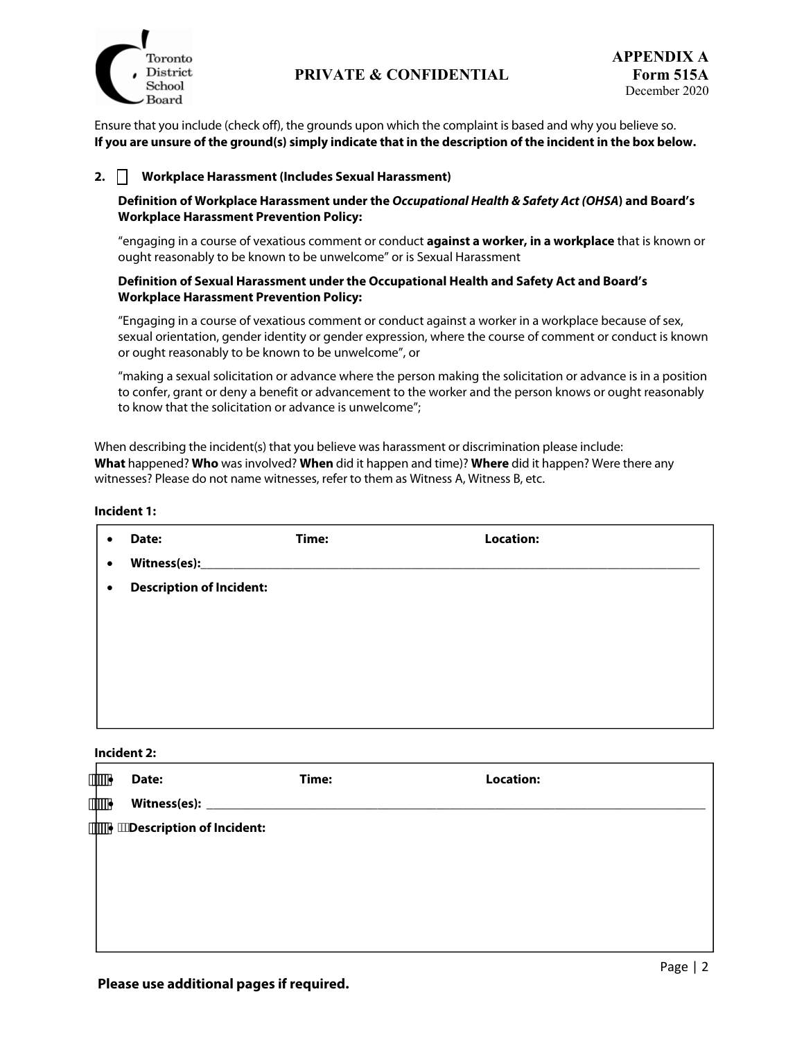Toronto District School Board

**PRIVATE & CONFIDENTIAL**

**APPENDIX A**
**Form 515A**
December 2020

Ensure that you include (check off), the grounds upon which the complaint is based and why you believe so.
**If you are unsure of the ground(s) simply indicate that in the description of the incident in the box below.**

**2. ☐ Workplace Harassment (Includes Sexual Harassment)**

**Definition of Workplace Harassment under the *Occupational Health & Safety Act (OHSA*) and Board's Workplace Harassment Prevention Policy:**

"engaging in a course of vexatious comment or conduct **against a worker, in a workplace** that is known or ought reasonably to be known to be unwelcome" or is Sexual Harassment

**Definition of Sexual Harassment under the Occupational Health and Safety Act and Board's Workplace Harassment Prevention Policy:**

"Engaging in a course of vexatious comment or conduct against a worker in a workplace because of sex, sexual orientation, gender identity or gender expression, where the course of comment or conduct is known or ought reasonably to be known to be unwelcome", or

"making a sexual solicitation or advance where the person making the solicitation or advance is in a position to confer, grant or deny a benefit or advancement to the worker and the person knows or ought reasonably to know that the solicitation or advance is unwelcome";

When describing the incident(s) that you believe was harassment or discrimination please include:
**What** happened? **Who** was involved? **When** did it happen and time)? **Where** did it happen? Were there any witnesses? Please do not name witnesses, refer to them as Witness A, Witness B, etc.

**Incident 1:**

- **Date:** **Time:** **Location:**
- **Witness(es):**_______________________________________________
- **Description of Incident:**

**Incident 2:**

- **Date:** **Time:** **Location:**
- **Witness(es):** _______________________________________________
- **Description of Incident:**

**Please use additional pages if required.**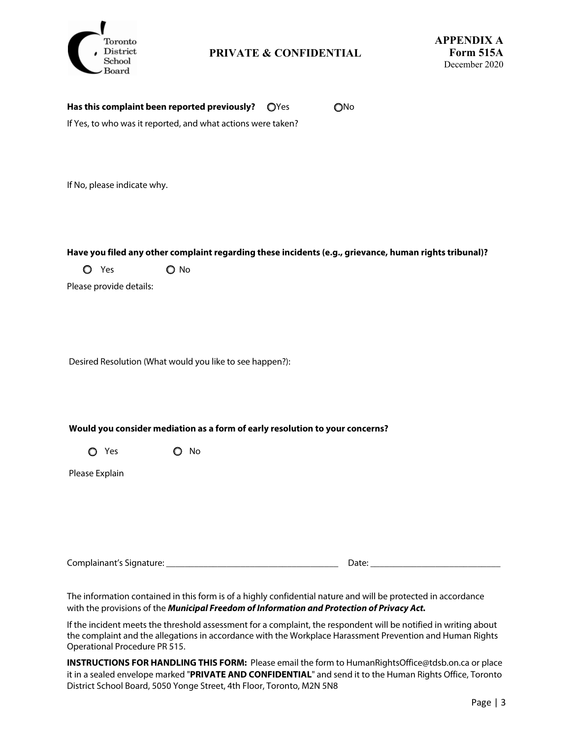**PRIVATE & CONFIDENTIAL**

**APPENDIX A**
**Form 515A**
December 2020

**Has this complaint been reported previously?** ◯ Yes ◯ No

If Yes, to who was it reported, and what actions were taken?

If No, please indicate why.

**Have you filed any other complaint regarding these incidents (e.g., grievance, human rights tribunal)?**

◯ Yes ◯ No

Please provide details:

Desired Resolution (What would you like to see happen?):

**Would you consider mediation as a form of early resolution to your concerns?**

◯ Yes ◯ No

Please Explain

Complainant's Signature: ______________________________ Date: ______________________

The information contained in this form is of a highly confidential nature and will be protected in accordance with the provisions of the ***Municipal Freedom of Information and Protection of Privacy Act.***

If the incident meets the threshold assessment for a complaint, the respondent will be notified in writing about the complaint and the allegations in accordance with the Workplace Harassment Prevention and Human Rights Operational Procedure PR 515.

**INSTRUCTIONS FOR HANDLING THIS FORM:** Please email the form to HumanRightsOffice@tdsb.on.ca or place it in a sealed envelope marked "**PRIVATE AND CONFIDENTIAL**" and send it to the Human Rights Office, Toronto District School Board, 5050 Yonge Street, 4th Floor, Toronto, M2N 5N8